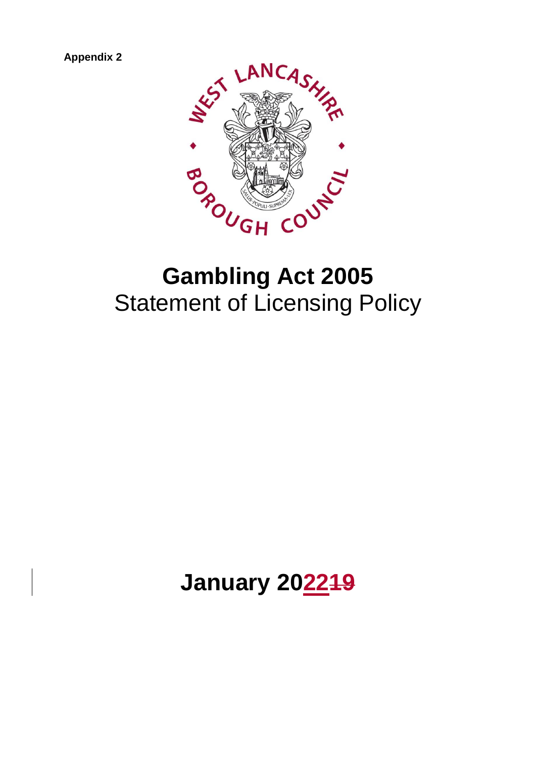**Appendix 2**

WEST LANCASHIRE BOROUGH COUNCIL

# Gambling Act 2005

## Statement of Licensing Policy

**January 2022~~19~~**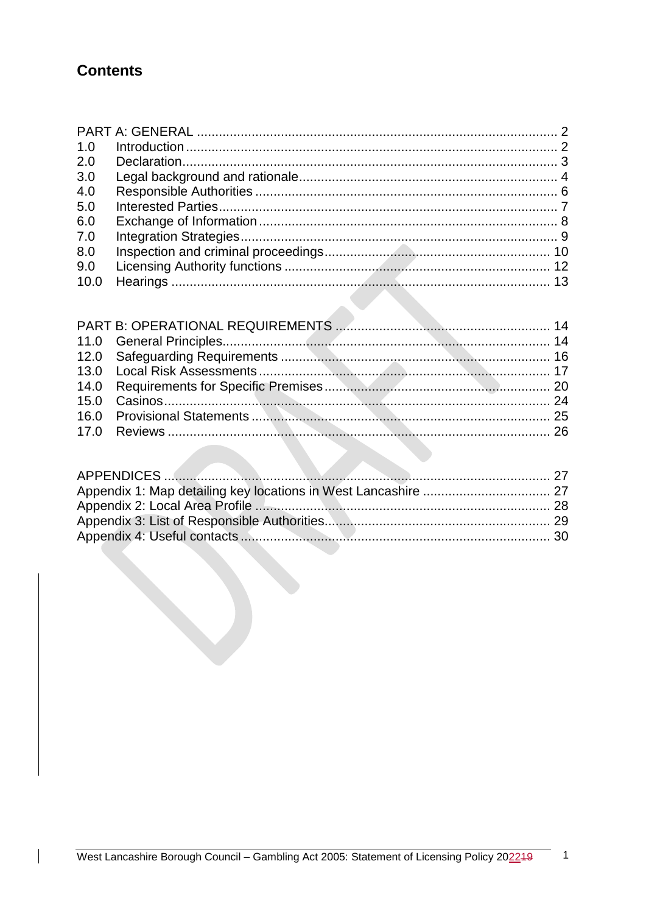# Contents

PART A: GENERAL ........ 2
1.0 Introduction ........ 2
2.0 Declaration ........ 3
3.0 Legal background and rationale ........ 4
4.0 Responsible Authorities ........ 6
5.0 Interested Parties ........ 7
6.0 Exchange of Information ........ 8
7.0 Integration Strategies ........ 9
8.0 Inspection and criminal proceedings ........ 10
9.0 Licensing Authority functions ........ 12
10.0 Hearings ........ 13

PART B: OPERATIONAL REQUIREMENTS ........ 14
11.0 General Principles ........ 14
12.0 Safeguarding Requirements ........ 16
13.0 Local Risk Assessments ........ 17
14.0 Requirements for Specific Premises ........ 20
15.0 Casinos ........ 24
16.0 Provisional Statements ........ 25
17.0 Reviews ........ 26

APPENDICES ........ 27
Appendix 1: Map detailing key locations in West Lancashire ........ 27
Appendix 2: Local Area Profile ........ 28
Appendix 3: List of Responsible Authorities ........ 29
Appendix 4: Useful contacts ........ 30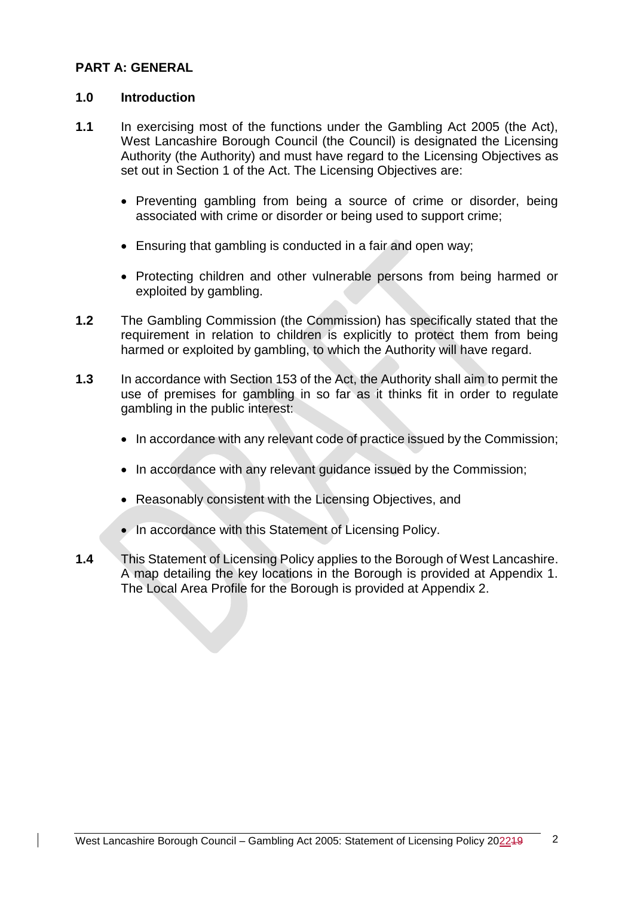## PART A: GENERAL

### 1.0 Introduction

**1.1** In exercising most of the functions under the Gambling Act 2005 (the Act), West Lancashire Borough Council (the Council) is designated the Licensing Authority (the Authority) and must have regard to the Licensing Objectives as set out in Section 1 of the Act. The Licensing Objectives are:

- Preventing gambling from being a source of crime or disorder, being associated with crime or disorder or being used to support crime;
- Ensuring that gambling is conducted in a fair and open way;
- Protecting children and other vulnerable persons from being harmed or exploited by gambling.

**1.2** The Gambling Commission (the Commission) has specifically stated that the requirement in relation to children is explicitly to protect them from being harmed or exploited by gambling, to which the Authority will have regard.

**1.3** In accordance with Section 153 of the Act, the Authority shall aim to permit the use of premises for gambling in so far as it thinks fit in order to regulate gambling in the public interest:

- In accordance with any relevant code of practice issued by the Commission;
- In accordance with any relevant guidance issued by the Commission;
- Reasonably consistent with the Licensing Objectives, and
- In accordance with this Statement of Licensing Policy.

**1.4** This Statement of Licensing Policy applies to the Borough of West Lancashire. A map detailing the key locations in the Borough is provided at Appendix 1. The Local Area Profile for the Borough is provided at Appendix 2.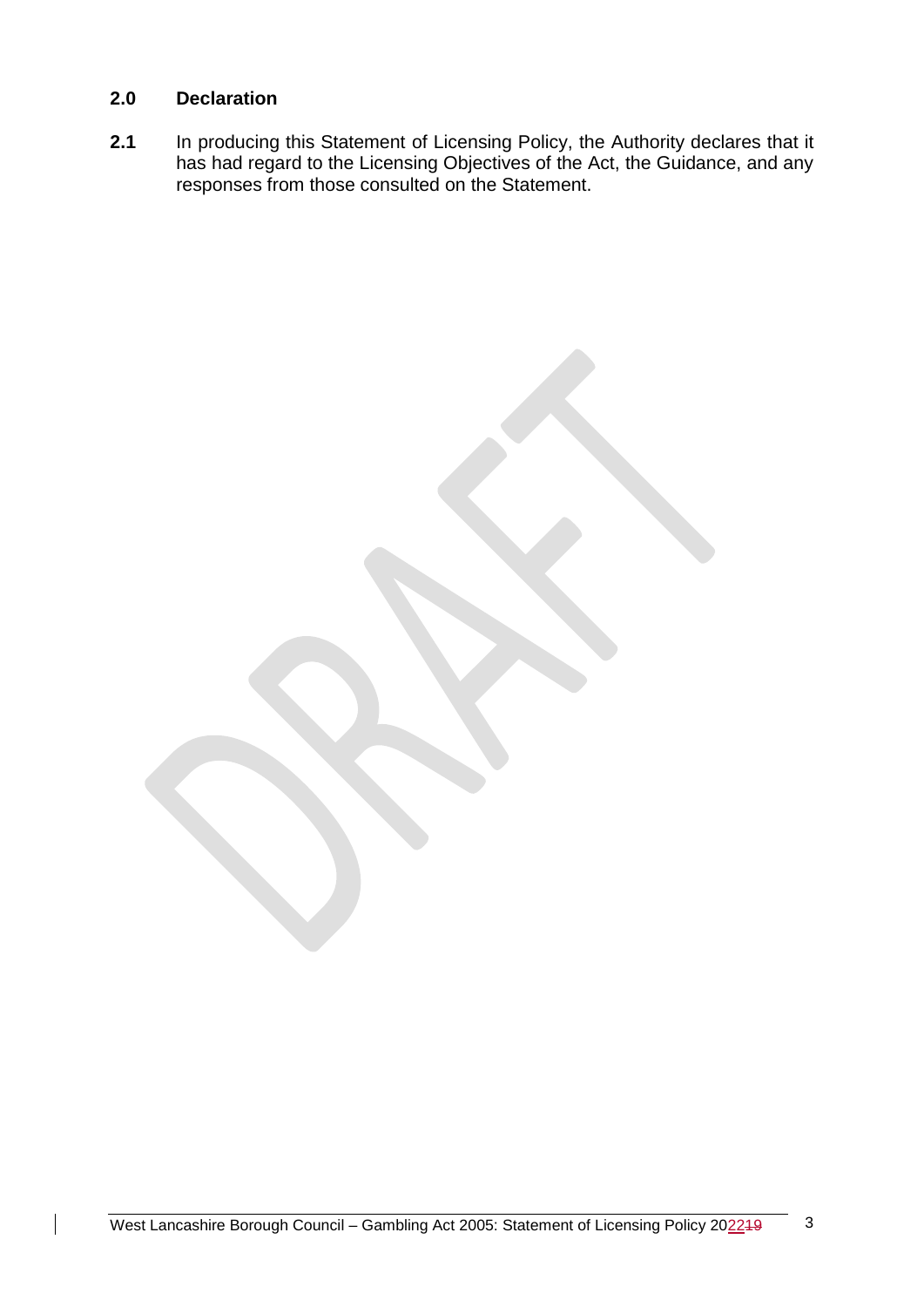## 2.0 Declaration

**2.1** In producing this Statement of Licensing Policy, the Authority declares that it has had regard to the Licensing Objectives of the Act, the Guidance, and any responses from those consulted on the Statement.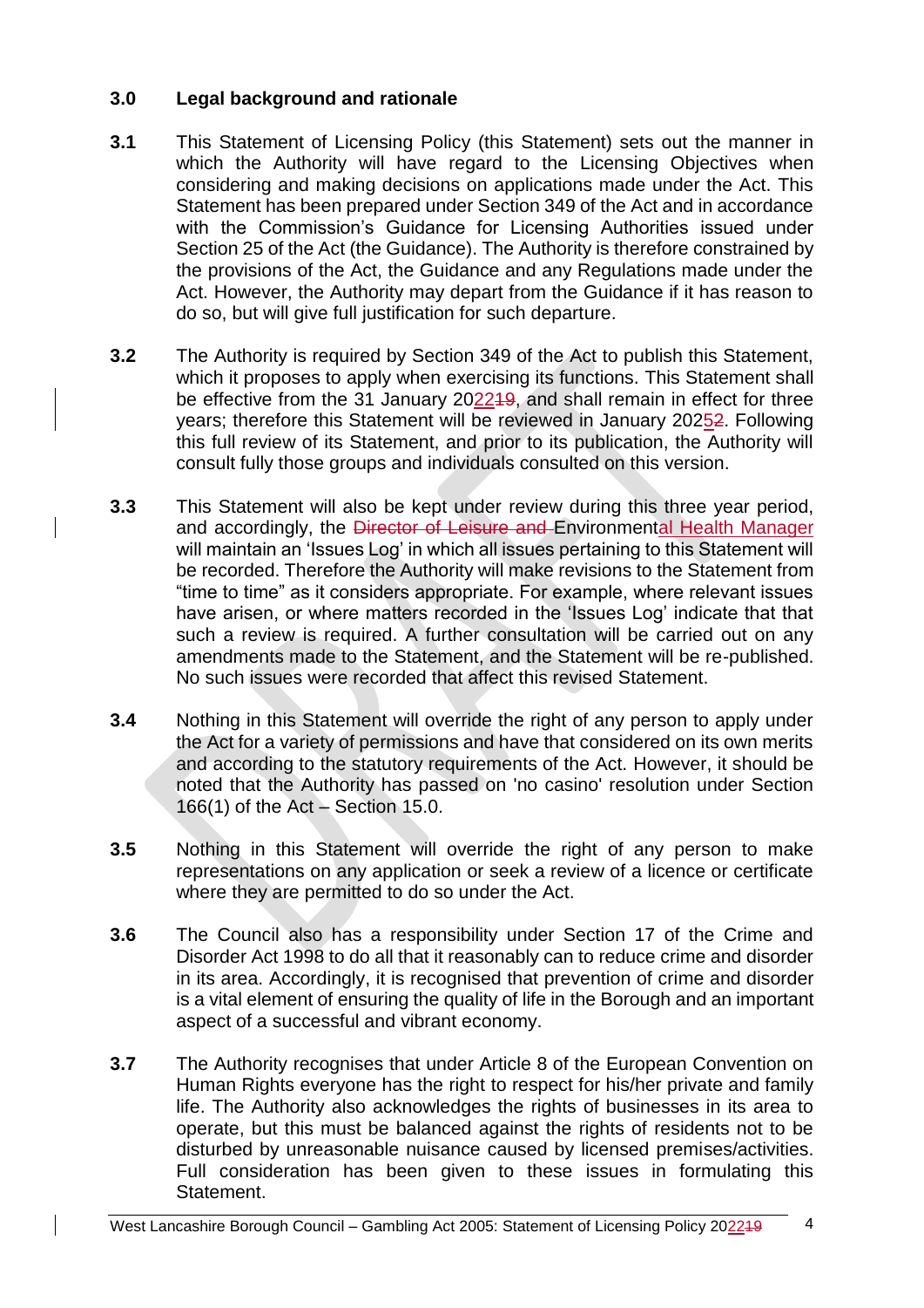### 3.0 Legal background and rationale

**3.1** This Statement of Licensing Policy (this Statement) sets out the manner in which the Authority will have regard to the Licensing Objectives when considering and making decisions on applications made under the Act. This Statement has been prepared under Section 349 of the Act and in accordance with the Commission's Guidance for Licensing Authorities issued under Section 25 of the Act (the Guidance). The Authority is therefore constrained by the provisions of the Act, the Guidance and any Regulations made under the Act. However, the Authority may depart from the Guidance if it has reason to do so, but will give full justification for such departure.

**3.2** The Authority is required by Section 349 of the Act to publish this Statement, which it proposes to apply when exercising its functions. This Statement shall be effective from the 31 January 2022~~19~~, and shall remain in effect for three years; therefore this Statement will be reviewed in January 2025~~2~~. Following this full review of its Statement, and prior to its publication, the Authority will consult fully those groups and individuals consulted on this version.

**3.3** This Statement will also be kept under review during this three year period, and accordingly, the ~~Director of Leisure and~~ Environmental Health Manager will maintain an 'Issues Log' in which all issues pertaining to this Statement will be recorded. Therefore the Authority will make revisions to the Statement from "time to time" as it considers appropriate. For example, where relevant issues have arisen, or where matters recorded in the 'Issues Log' indicate that that such a review is required. A further consultation will be carried out on any amendments made to the Statement, and the Statement will be re-published. No such issues were recorded that affect this revised Statement.

**3.4** Nothing in this Statement will override the right of any person to apply under the Act for a variety of permissions and have that considered on its own merits and according to the statutory requirements of the Act. However, it should be noted that the Authority has passed on 'no casino' resolution under Section 166(1) of the Act – Section 15.0.

**3.5** Nothing in this Statement will override the right of any person to make representations on any application or seek a review of a licence or certificate where they are permitted to do so under the Act.

**3.6** The Council also has a responsibility under Section 17 of the Crime and Disorder Act 1998 to do all that it reasonably can to reduce crime and disorder in its area. Accordingly, it is recognised that prevention of crime and disorder is a vital element of ensuring the quality of life in the Borough and an important aspect of a successful and vibrant economy.

**3.7** The Authority recognises that under Article 8 of the European Convention on Human Rights everyone has the right to respect for his/her private and family life. The Authority also acknowledges the rights of businesses in its area to operate, but this must be balanced against the rights of residents not to be disturbed by unreasonable nuisance caused by licensed premises/activities. Full consideration has been given to these issues in formulating this Statement.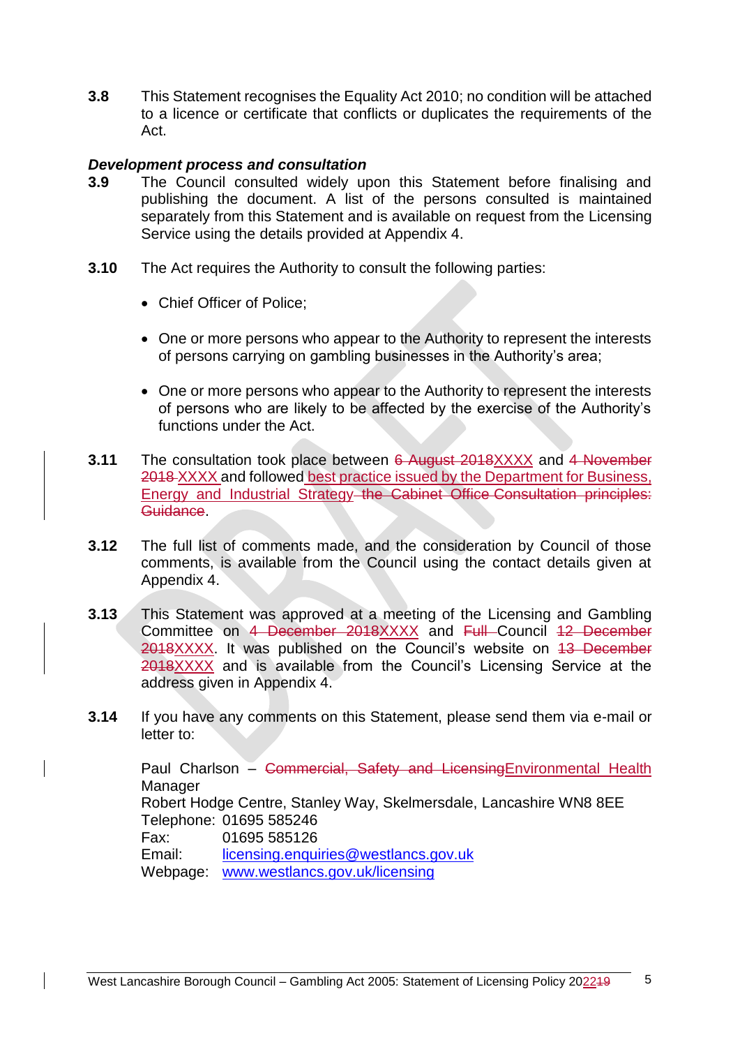**3.8** This Statement recognises the Equality Act 2010; no condition will be attached to a licence or certificate that conflicts or duplicates the requirements of the Act.

***Development process and consultation***

**3.9** The Council consulted widely upon this Statement before finalising and publishing the document. A list of the persons consulted is maintained separately from this Statement and is available on request from the Licensing Service using the details provided at Appendix 4.

**3.10** The Act requires the Authority to consult the following parties:

- Chief Officer of Police;
- One or more persons who appear to the Authority to represent the interests of persons carrying on gambling businesses in the Authority's area;
- One or more persons who appear to the Authority to represent the interests of persons who are likely to be affected by the exercise of the Authority's functions under the Act.

**3.11** The consultation took place between ~~6 August 2018~~XXXX and ~~4 November 2018~~ XXXX and followed best practice issued by the Department for Business, Energy and Industrial Strategy ~~the Cabinet Office Consultation principles: Guidance~~.

**3.12** The full list of comments made, and the consideration by Council of those comments, is available from the Council using the contact details given at Appendix 4.

**3.13** This Statement was approved at a meeting of the Licensing and Gambling Committee on ~~4 December 2018~~XXXX and ~~Full~~ Council ~~12 December 2018~~XXXX. It was published on the Council's website on ~~13 December 2018~~XXXX and is available from the Council's Licensing Service at the address given in Appendix 4.

**3.14** If you have any comments on this Statement, please send them via e-mail or letter to:

Paul Charlson – ~~Commercial, Safety and Licensing~~Environmental Health Manager
Robert Hodge Centre, Stanley Way, Skelmersdale, Lancashire WN8 8EE
Telephone: 01695 585246
Fax: 01695 585126
Email: licensing.enquiries@westlancs.gov.uk
Webpage: www.westlancs.gov.uk/licensing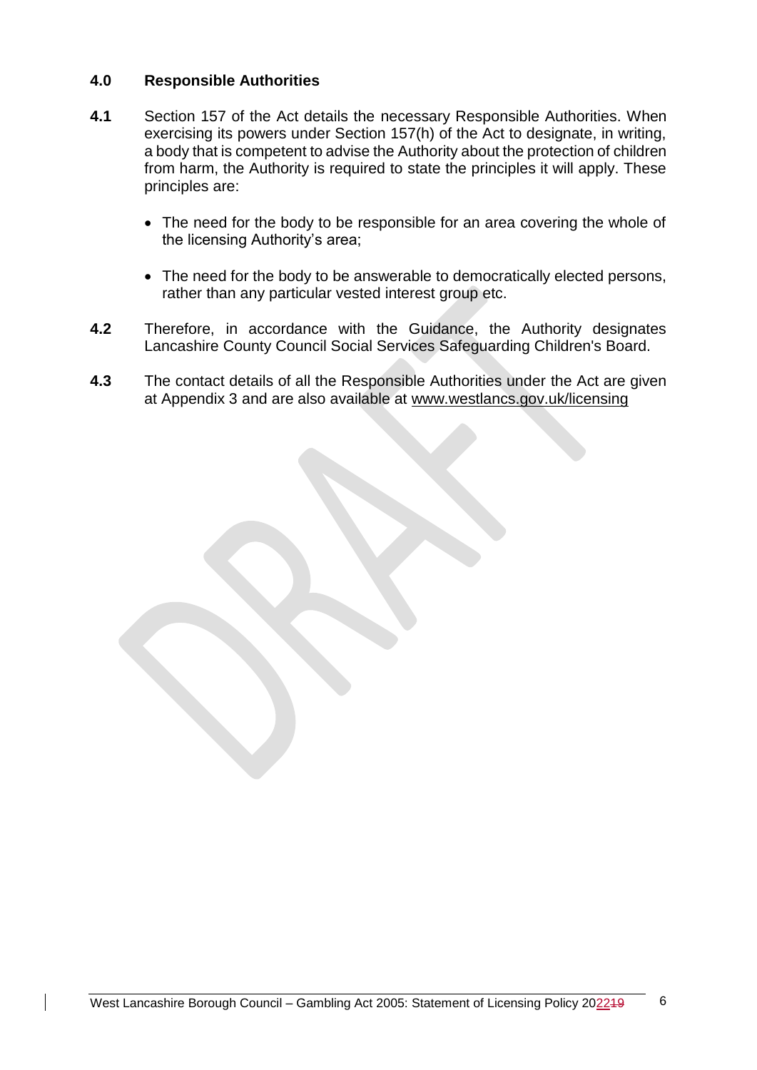## 4.0 Responsible Authorities

**4.1** Section 157 of the Act details the necessary Responsible Authorities. When exercising its powers under Section 157(h) of the Act to designate, in writing, a body that is competent to advise the Authority about the protection of children from harm, the Authority is required to state the principles it will apply. These principles are:

- The need for the body to be responsible for an area covering the whole of the licensing Authority's area;
- The need for the body to be answerable to democratically elected persons, rather than any particular vested interest group etc.

**4.2** Therefore, in accordance with the Guidance, the Authority designates Lancashire County Council Social Services Safeguarding Children's Board.

**4.3** The contact details of all the Responsible Authorities under the Act are given at Appendix 3 and are also available at www.westlancs.gov.uk/licensing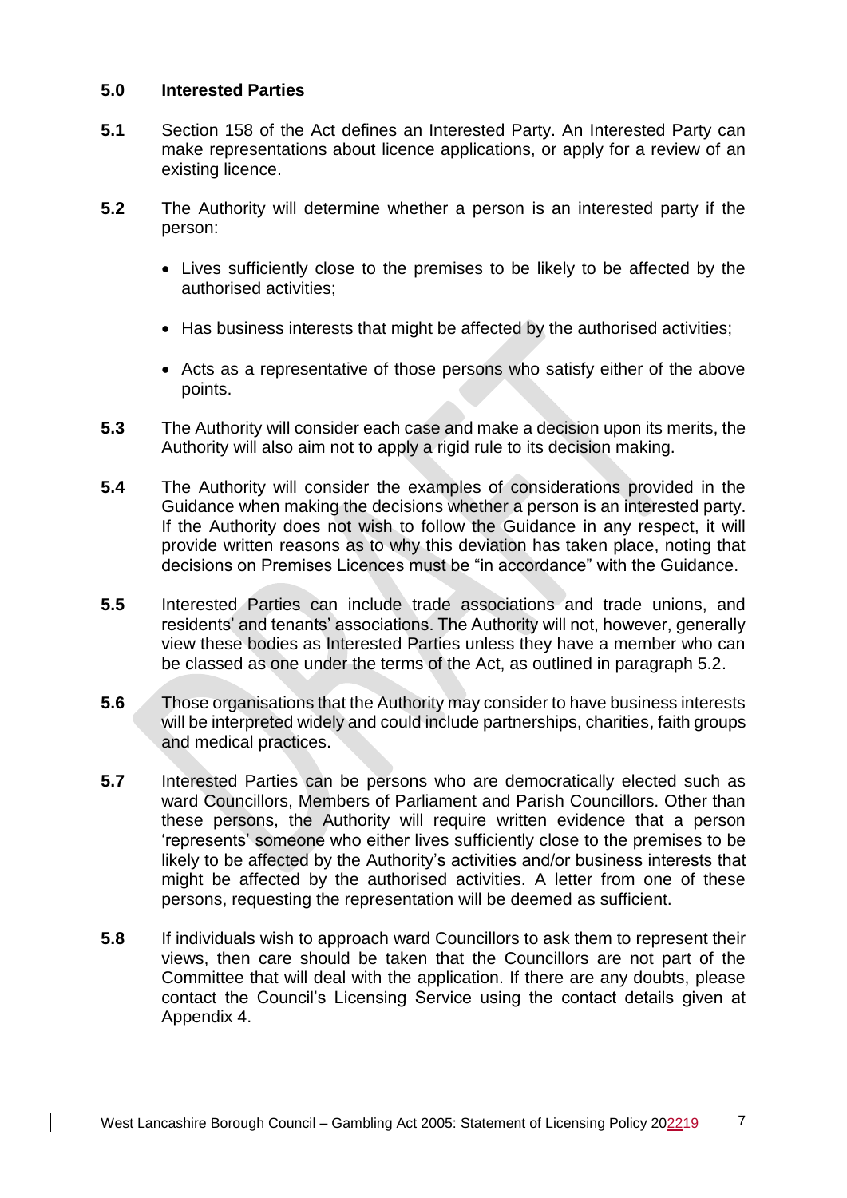## 5.0 Interested Parties

**5.1** Section 158 of the Act defines an Interested Party. An Interested Party can make representations about licence applications, or apply for a review of an existing licence.

**5.2** The Authority will determine whether a person is an interested party if the person:

- Lives sufficiently close to the premises to be likely to be affected by the authorised activities;
- Has business interests that might be affected by the authorised activities;
- Acts as a representative of those persons who satisfy either of the above points.

**5.3** The Authority will consider each case and make a decision upon its merits, the Authority will also aim not to apply a rigid rule to its decision making.

**5.4** The Authority will consider the examples of considerations provided in the Guidance when making the decisions whether a person is an interested party. If the Authority does not wish to follow the Guidance in any respect, it will provide written reasons as to why this deviation has taken place, noting that decisions on Premises Licences must be "in accordance" with the Guidance.

**5.5** Interested Parties can include trade associations and trade unions, and residents' and tenants' associations. The Authority will not, however, generally view these bodies as Interested Parties unless they have a member who can be classed as one under the terms of the Act, as outlined in paragraph 5.2.

**5.6** Those organisations that the Authority may consider to have business interests will be interpreted widely and could include partnerships, charities, faith groups and medical practices.

**5.7** Interested Parties can be persons who are democratically elected such as ward Councillors, Members of Parliament and Parish Councillors. Other than these persons, the Authority will require written evidence that a person 'represents' someone who either lives sufficiently close to the premises to be likely to be affected by the Authority's activities and/or business interests that might be affected by the authorised activities. A letter from one of these persons, requesting the representation will be deemed as sufficient.

**5.8** If individuals wish to approach ward Councillors to ask them to represent their views, then care should be taken that the Councillors are not part of the Committee that will deal with the application. If there are any doubts, please contact the Council's Licensing Service using the contact details given at Appendix 4.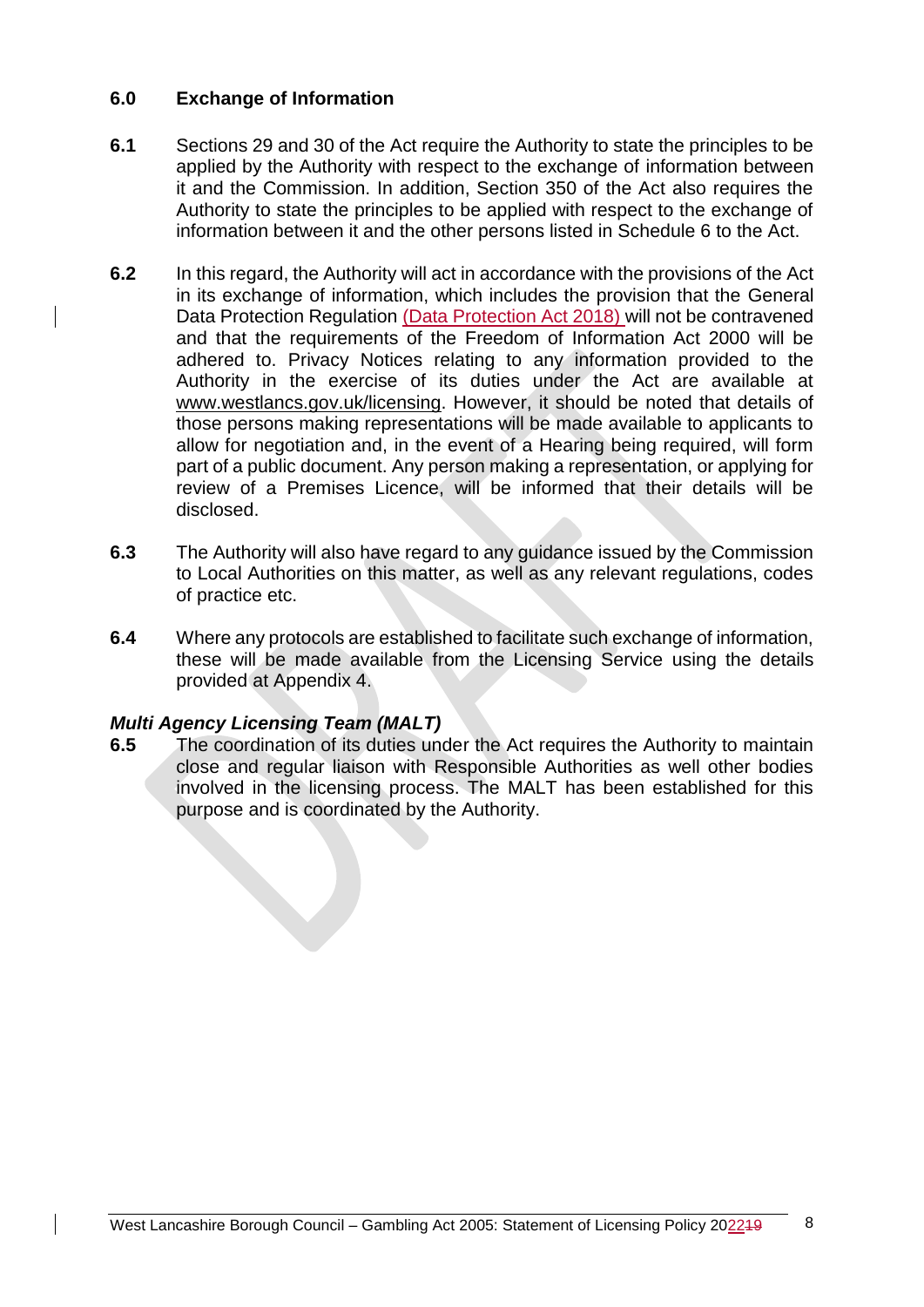## 6.0 Exchange of Information

**6.1** Sections 29 and 30 of the Act require the Authority to state the principles to be applied by the Authority with respect to the exchange of information between it and the Commission. In addition, Section 350 of the Act also requires the Authority to state the principles to be applied with respect to the exchange of information between it and the other persons listed in Schedule 6 to the Act.

**6.2** In this regard, the Authority will act in accordance with the provisions of the Act in its exchange of information, which includes the provision that the General Data Protection Regulation (Data Protection Act 2018) will not be contravened and that the requirements of the Freedom of Information Act 2000 will be adhered to. Privacy Notices relating to any information provided to the Authority in the exercise of its duties under the Act are available at www.westlancs.gov.uk/licensing. However, it should be noted that details of those persons making representations will be made available to applicants to allow for negotiation and, in the event of a Hearing being required, will form part of a public document. Any person making a representation, or applying for review of a Premises Licence, will be informed that their details will be disclosed.

**6.3** The Authority will also have regard to any guidance issued by the Commission to Local Authorities on this matter, as well as any relevant regulations, codes of practice etc.

**6.4** Where any protocols are established to facilitate such exchange of information, these will be made available from the Licensing Service using the details provided at Appendix 4.

***Multi Agency Licensing Team (MALT)***

**6.5** The coordination of its duties under the Act requires the Authority to maintain close and regular liaison with Responsible Authorities as well other bodies involved in the licensing process. The MALT has been established for this purpose and is coordinated by the Authority.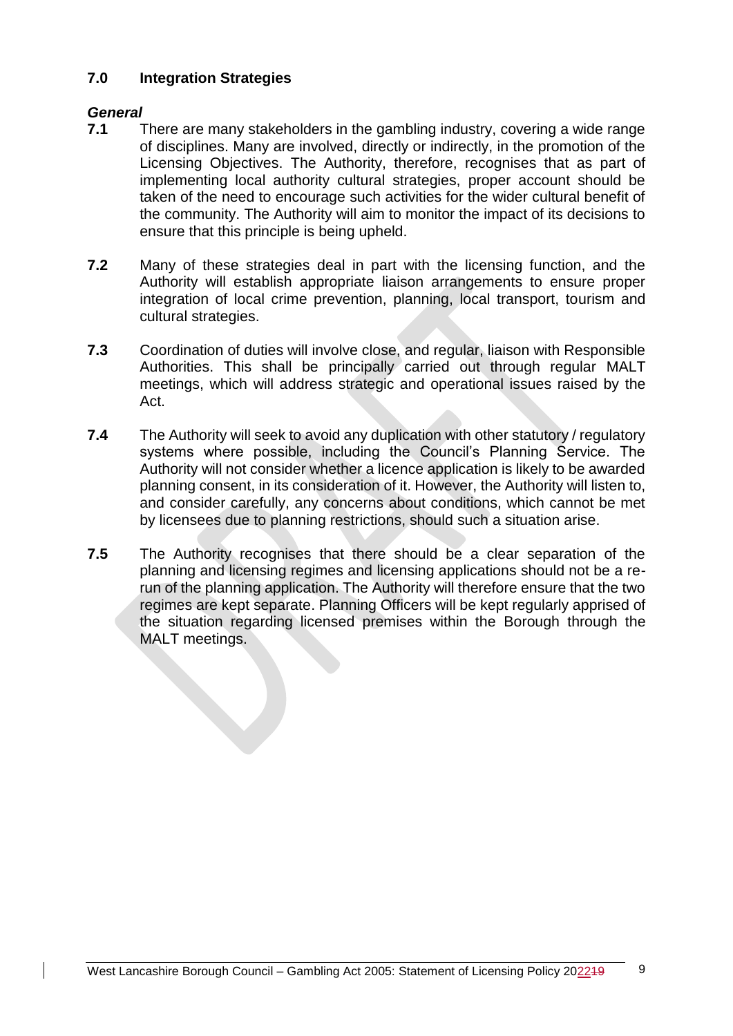## 7.0 Integration Strategies

### *General*

**7.1** There are many stakeholders in the gambling industry, covering a wide range of disciplines. Many are involved, directly or indirectly, in the promotion of the Licensing Objectives. The Authority, therefore, recognises that as part of implementing local authority cultural strategies, proper account should be taken of the need to encourage such activities for the wider cultural benefit of the community. The Authority will aim to monitor the impact of its decisions to ensure that this principle is being upheld.

**7.2** Many of these strategies deal in part with the licensing function, and the Authority will establish appropriate liaison arrangements to ensure proper integration of local crime prevention, planning, local transport, tourism and cultural strategies.

**7.3** Coordination of duties will involve close, and regular, liaison with Responsible Authorities. This shall be principally carried out through regular MALT meetings, which will address strategic and operational issues raised by the Act.

**7.4** The Authority will seek to avoid any duplication with other statutory / regulatory systems where possible, including the Council's Planning Service. The Authority will not consider whether a licence application is likely to be awarded planning consent, in its consideration of it. However, the Authority will listen to, and consider carefully, any concerns about conditions, which cannot be met by licensees due to planning restrictions, should such a situation arise.

**7.5** The Authority recognises that there should be a clear separation of the planning and licensing regimes and licensing applications should not be a re-run of the planning application. The Authority will therefore ensure that the two regimes are kept separate. Planning Officers will be kept regularly apprised of the situation regarding licensed premises within the Borough through the MALT meetings.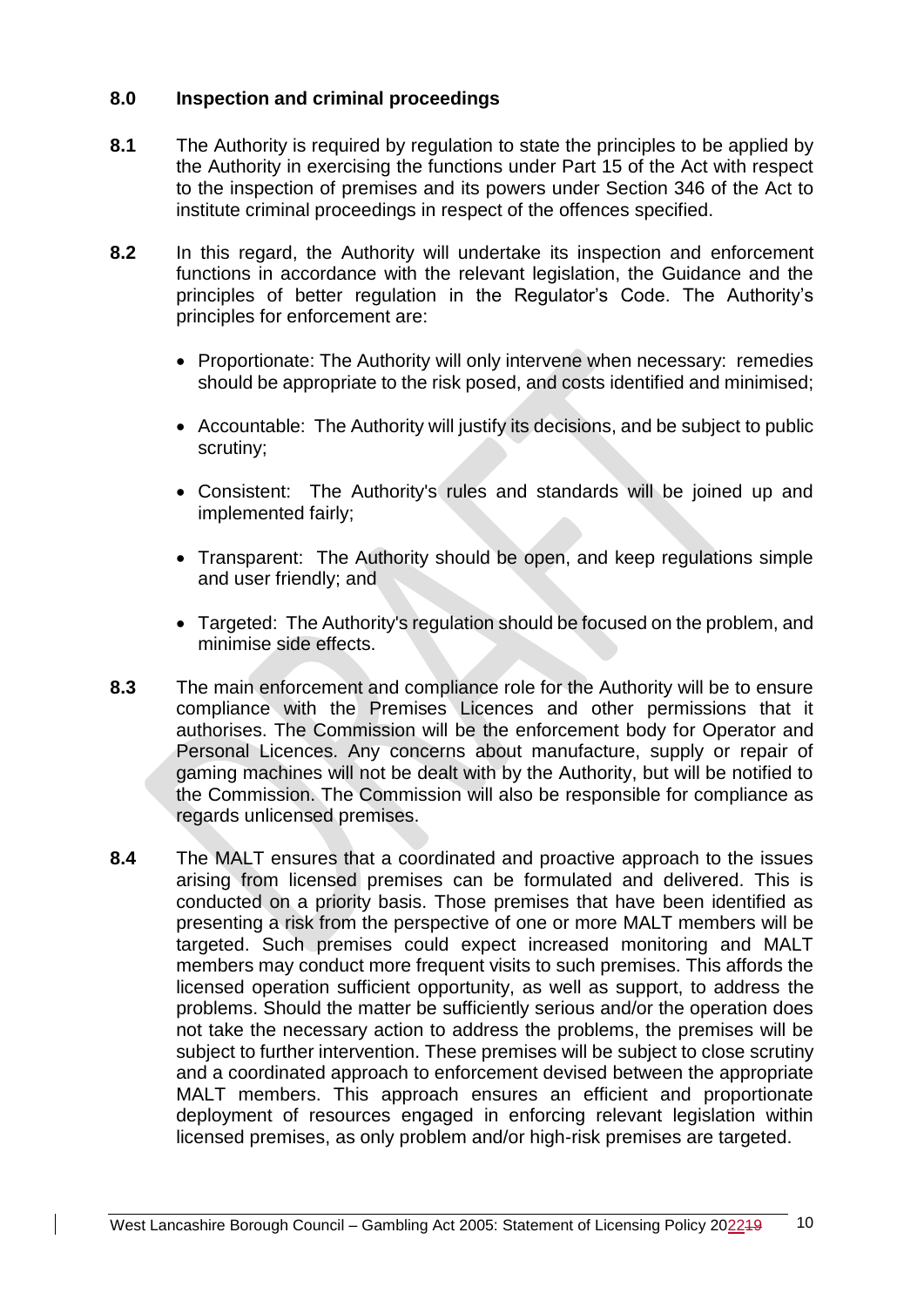## 8.0 Inspection and criminal proceedings

**8.1** The Authority is required by regulation to state the principles to be applied by the Authority in exercising the functions under Part 15 of the Act with respect to the inspection of premises and its powers under Section 346 of the Act to institute criminal proceedings in respect of the offences specified.

**8.2** In this regard, the Authority will undertake its inspection and enforcement functions in accordance with the relevant legislation, the Guidance and the principles of better regulation in the Regulator's Code. The Authority's principles for enforcement are:

- Proportionate: The Authority will only intervene when necessary: remedies should be appropriate to the risk posed, and costs identified and minimised;
- Accountable: The Authority will justify its decisions, and be subject to public scrutiny;
- Consistent: The Authority's rules and standards will be joined up and implemented fairly;
- Transparent: The Authority should be open, and keep regulations simple and user friendly; and
- Targeted: The Authority's regulation should be focused on the problem, and minimise side effects.

**8.3** The main enforcement and compliance role for the Authority will be to ensure compliance with the Premises Licences and other permissions that it authorises. The Commission will be the enforcement body for Operator and Personal Licences. Any concerns about manufacture, supply or repair of gaming machines will not be dealt with by the Authority, but will be notified to the Commission. The Commission will also be responsible for compliance as regards unlicensed premises.

**8.4** The MALT ensures that a coordinated and proactive approach to the issues arising from licensed premises can be formulated and delivered. This is conducted on a priority basis. Those premises that have been identified as presenting a risk from the perspective of one or more MALT members will be targeted. Such premises could expect increased monitoring and MALT members may conduct more frequent visits to such premises. This affords the licensed operation sufficient opportunity, as well as support, to address the problems. Should the matter be sufficiently serious and/or the operation does not take the necessary action to address the problems, the premises will be subject to further intervention. These premises will be subject to close scrutiny and a coordinated approach to enforcement devised between the appropriate MALT members. This approach ensures an efficient and proportionate deployment of resources engaged in enforcing relevant legislation within licensed premises, as only problem and/or high-risk premises are targeted.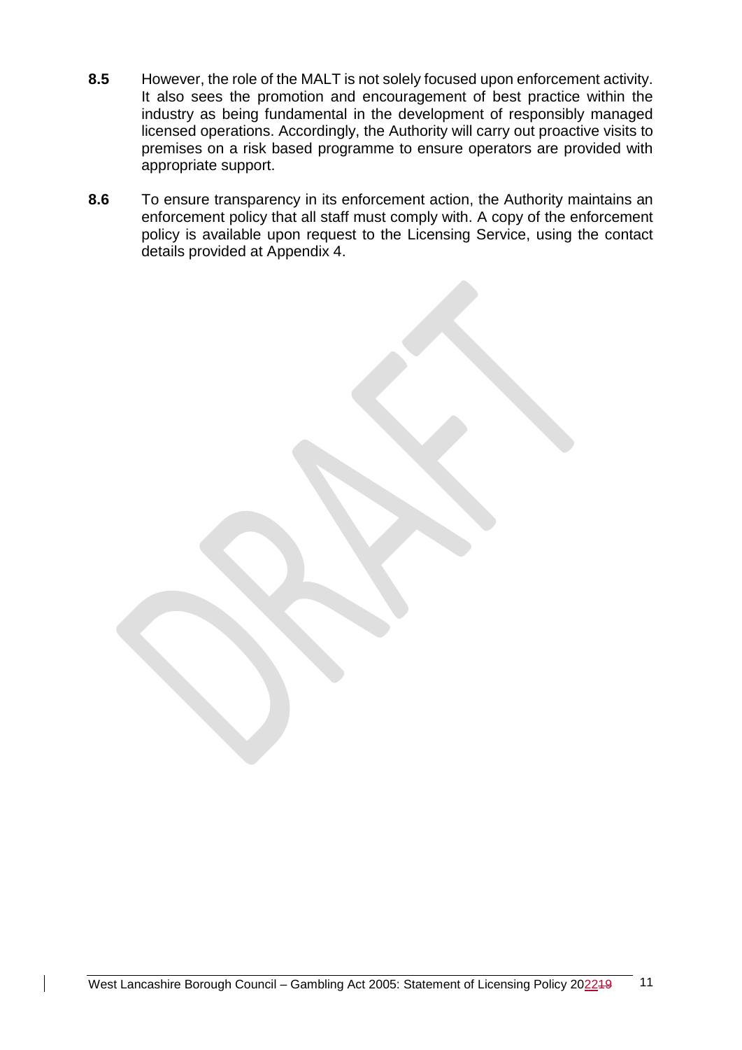**8.5** However, the role of the MALT is not solely focused upon enforcement activity. It also sees the promotion and encouragement of best practice within the industry as being fundamental in the development of responsibly managed licensed operations. Accordingly, the Authority will carry out proactive visits to premises on a risk based programme to ensure operators are provided with appropriate support.

**8.6** To ensure transparency in its enforcement action, the Authority maintains an enforcement policy that all staff must comply with. A copy of the enforcement policy is available upon request to the Licensing Service, using the contact details provided at Appendix 4.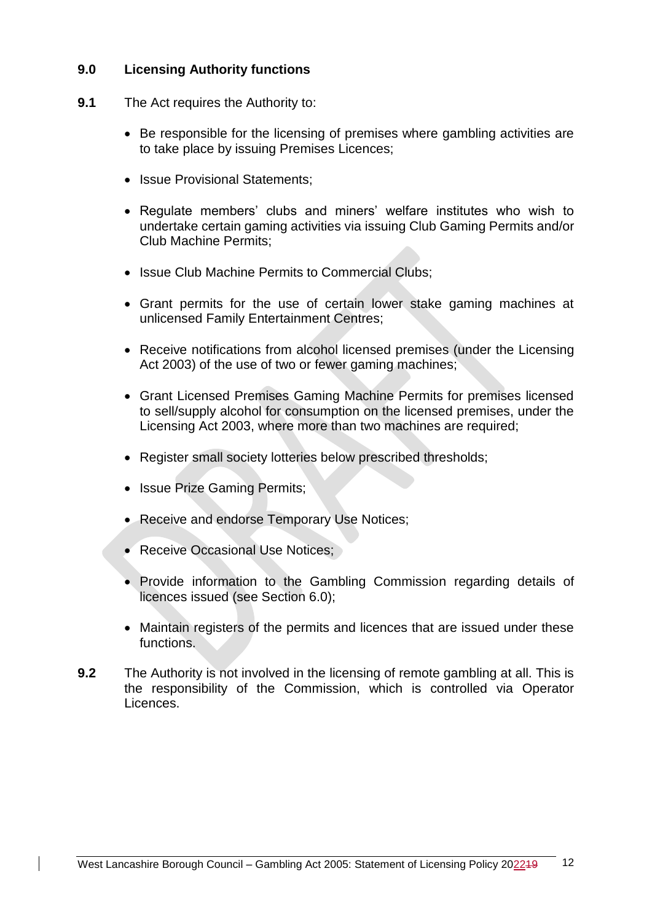## 9.0 Licensing Authority functions

**9.1** The Act requires the Authority to:

- Be responsible for the licensing of premises where gambling activities are to take place by issuing Premises Licences;
- Issue Provisional Statements;
- Regulate members' clubs and miners' welfare institutes who wish to undertake certain gaming activities via issuing Club Gaming Permits and/or Club Machine Permits;
- Issue Club Machine Permits to Commercial Clubs;
- Grant permits for the use of certain lower stake gaming machines at unlicensed Family Entertainment Centres;
- Receive notifications from alcohol licensed premises (under the Licensing Act 2003) of the use of two or fewer gaming machines;
- Grant Licensed Premises Gaming Machine Permits for premises licensed to sell/supply alcohol for consumption on the licensed premises, under the Licensing Act 2003, where more than two machines are required;
- Register small society lotteries below prescribed thresholds;
- Issue Prize Gaming Permits;
- Receive and endorse Temporary Use Notices;
- Receive Occasional Use Notices;
- Provide information to the Gambling Commission regarding details of licences issued (see Section 6.0);
- Maintain registers of the permits and licences that are issued under these functions.

**9.2** The Authority is not involved in the licensing of remote gambling at all. This is the responsibility of the Commission, which is controlled via Operator Licences.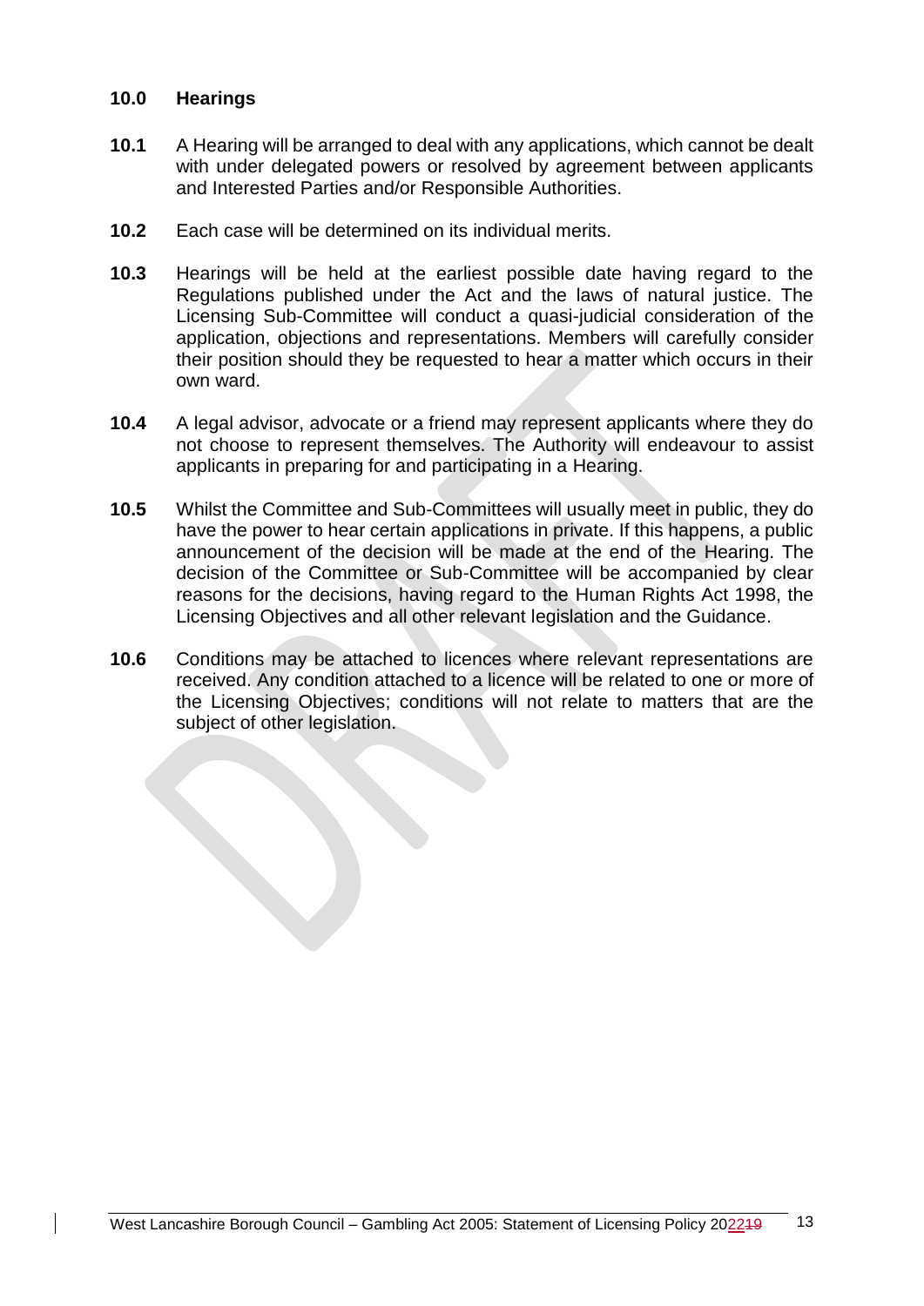## 10.0 Hearings

**10.1** A Hearing will be arranged to deal with any applications, which cannot be dealt with under delegated powers or resolved by agreement between applicants and Interested Parties and/or Responsible Authorities.

**10.2** Each case will be determined on its individual merits.

**10.3** Hearings will be held at the earliest possible date having regard to the Regulations published under the Act and the laws of natural justice. The Licensing Sub-Committee will conduct a quasi-judicial consideration of the application, objections and representations. Members will carefully consider their position should they be requested to hear a matter which occurs in their own ward.

**10.4** A legal advisor, advocate or a friend may represent applicants where they do not choose to represent themselves. The Authority will endeavour to assist applicants in preparing for and participating in a Hearing.

**10.5** Whilst the Committee and Sub-Committees will usually meet in public, they do have the power to hear certain applications in private. If this happens, a public announcement of the decision will be made at the end of the Hearing. The decision of the Committee or Sub-Committee will be accompanied by clear reasons for the decisions, having regard to the Human Rights Act 1998, the Licensing Objectives and all other relevant legislation and the Guidance.

**10.6** Conditions may be attached to licences where relevant representations are received. Any condition attached to a licence will be related to one or more of the Licensing Objectives; conditions will not relate to matters that are the subject of other legislation.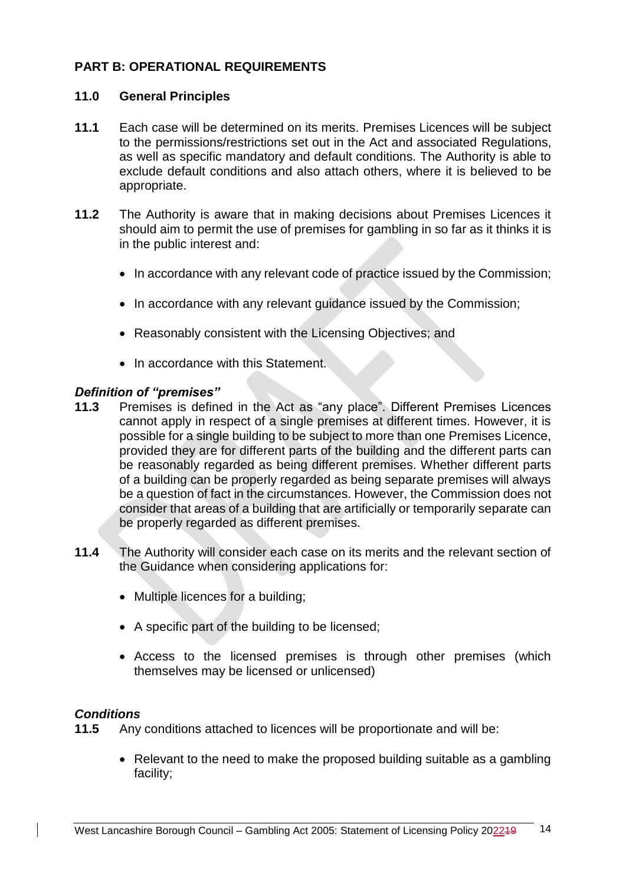## PART B: OPERATIONAL REQUIREMENTS

### 11.0 General Principles

**11.1** Each case will be determined on its merits. Premises Licences will be subject to the permissions/restrictions set out in the Act and associated Regulations, as well as specific mandatory and default conditions. The Authority is able to exclude default conditions and also attach others, where it is believed to be appropriate.

**11.2** The Authority is aware that in making decisions about Premises Licences it should aim to permit the use of premises for gambling in so far as it thinks it is in the public interest and:

- In accordance with any relevant code of practice issued by the Commission;
- In accordance with any relevant guidance issued by the Commission;
- Reasonably consistent with the Licensing Objectives; and
- In accordance with this Statement.

***Definition of "premises"***

**11.3** Premises is defined in the Act as "any place". Different Premises Licences cannot apply in respect of a single premises at different times. However, it is possible for a single building to be subject to more than one Premises Licence, provided they are for different parts of the building and the different parts can be reasonably regarded as being different premises. Whether different parts of a building can be properly regarded as being separate premises will always be a question of fact in the circumstances. However, the Commission does not consider that areas of a building that are artificially or temporarily separate can be properly regarded as different premises.

**11.4** The Authority will consider each case on its merits and the relevant section of the Guidance when considering applications for:

- Multiple licences for a building;
- A specific part of the building to be licensed;
- Access to the licensed premises is through other premises (which themselves may be licensed or unlicensed)

***Conditions***

**11.5** Any conditions attached to licences will be proportionate and will be:

- Relevant to the need to make the proposed building suitable as a gambling facility;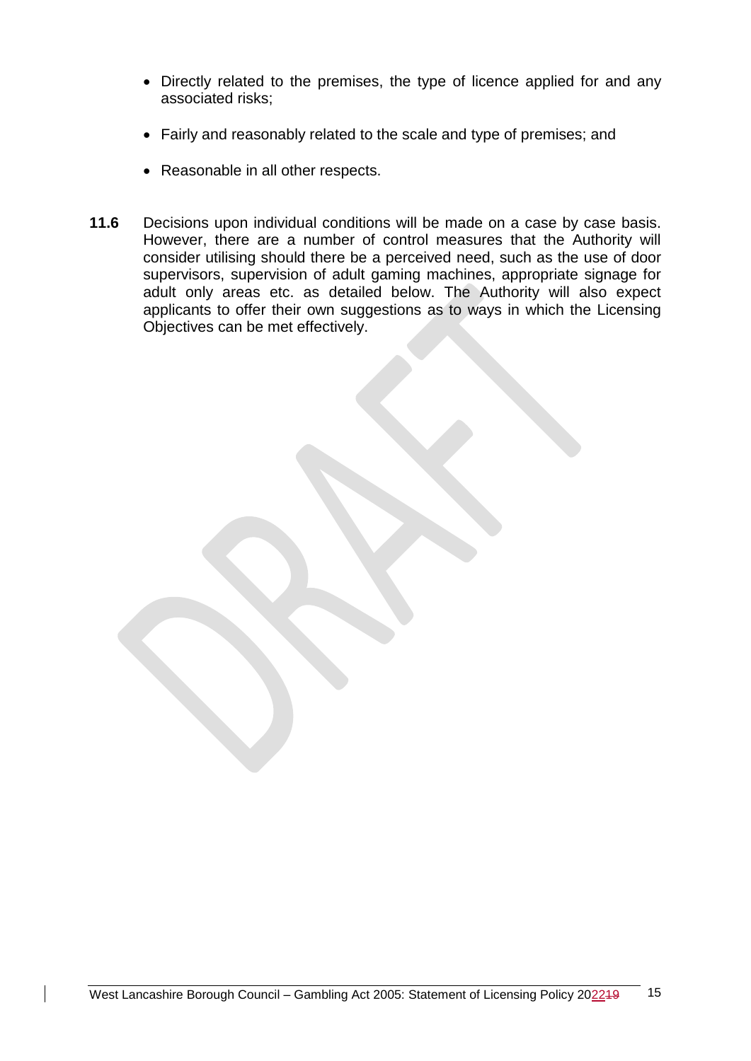- Directly related to the premises, the type of licence applied for and any associated risks;
- Fairly and reasonably related to the scale and type of premises; and
- Reasonable in all other respects.

**11.6** Decisions upon individual conditions will be made on a case by case basis. However, there are a number of control measures that the Authority will consider utilising should there be a perceived need, such as the use of door supervisors, supervision of adult gaming machines, appropriate signage for adult only areas etc. as detailed below. The Authority will also expect applicants to offer their own suggestions as to ways in which the Licensing Objectives can be met effectively.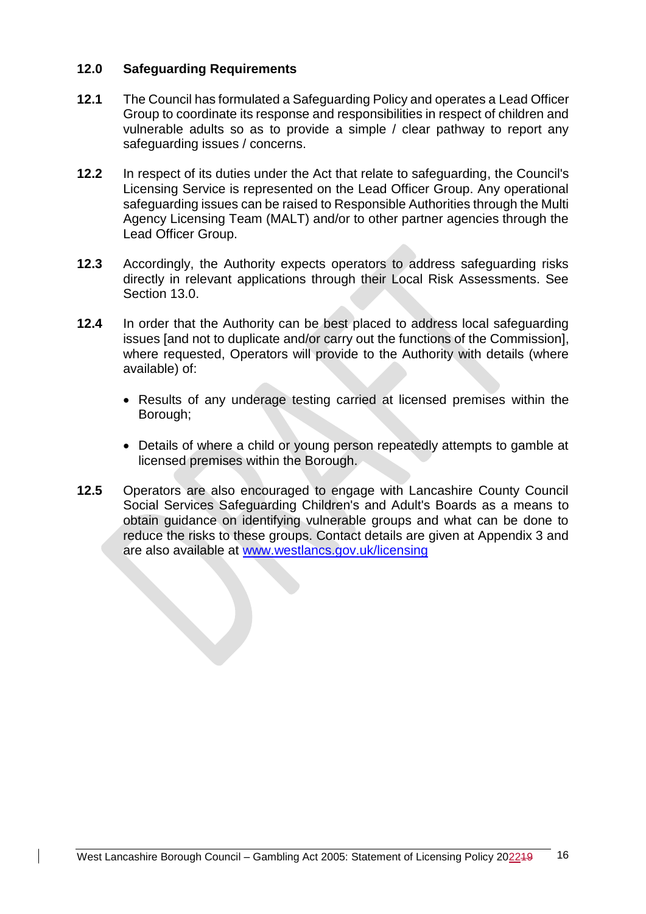## 12.0 Safeguarding Requirements

**12.1** The Council has formulated a Safeguarding Policy and operates a Lead Officer Group to coordinate its response and responsibilities in respect of children and vulnerable adults so as to provide a simple / clear pathway to report any safeguarding issues / concerns.

**12.2** In respect of its duties under the Act that relate to safeguarding, the Council's Licensing Service is represented on the Lead Officer Group. Any operational safeguarding issues can be raised to Responsible Authorities through the Multi Agency Licensing Team (MALT) and/or to other partner agencies through the Lead Officer Group.

**12.3** Accordingly, the Authority expects operators to address safeguarding risks directly in relevant applications through their Local Risk Assessments. See Section 13.0.

**12.4** In order that the Authority can be best placed to address local safeguarding issues [and not to duplicate and/or carry out the functions of the Commission], where requested, Operators will provide to the Authority with details (where available) of:

- Results of any underage testing carried at licensed premises within the Borough;
- Details of where a child or young person repeatedly attempts to gamble at licensed premises within the Borough.

**12.5** Operators are also encouraged to engage with Lancashire County Council Social Services Safeguarding Children's and Adult's Boards as a means to obtain guidance on identifying vulnerable groups and what can be done to reduce the risks to these groups. Contact details are given at Appendix 3 and are also available at www.westlancs.gov.uk/licensing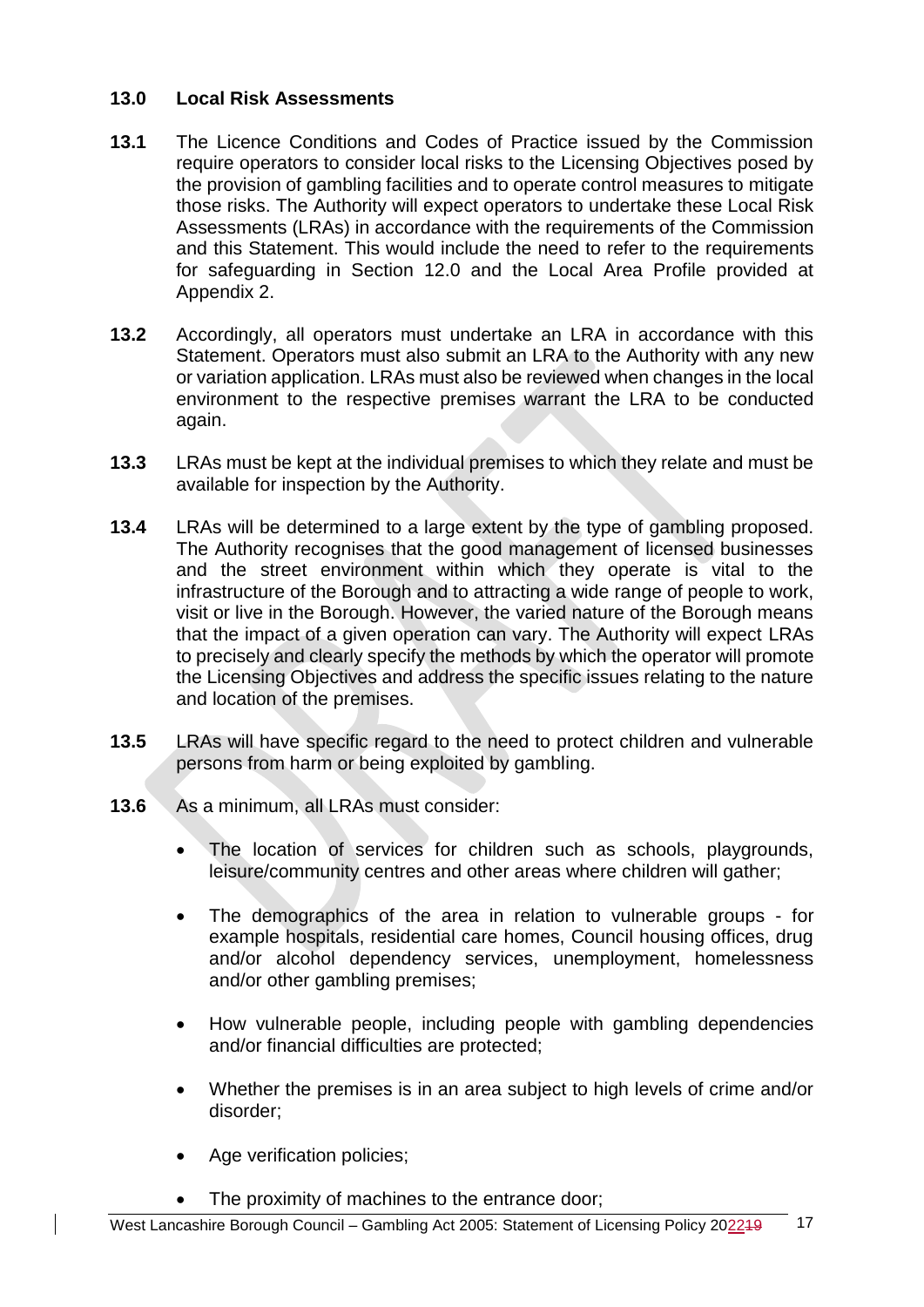## 13.0 Local Risk Assessments

**13.1** The Licence Conditions and Codes of Practice issued by the Commission require operators to consider local risks to the Licensing Objectives posed by the provision of gambling facilities and to operate control measures to mitigate those risks. The Authority will expect operators to undertake these Local Risk Assessments (LRAs) in accordance with the requirements of the Commission and this Statement. This would include the need to refer to the requirements for safeguarding in Section 12.0 and the Local Area Profile provided at Appendix 2.

**13.2** Accordingly, all operators must undertake an LRA in accordance with this Statement. Operators must also submit an LRA to the Authority with any new or variation application. LRAs must also be reviewed when changes in the local environment to the respective premises warrant the LRA to be conducted again.

**13.3** LRAs must be kept at the individual premises to which they relate and must be available for inspection by the Authority.

**13.4** LRAs will be determined to a large extent by the type of gambling proposed. The Authority recognises that the good management of licensed businesses and the street environment within which they operate is vital to the infrastructure of the Borough and to attracting a wide range of people to work, visit or live in the Borough. However, the varied nature of the Borough means that the impact of a given operation can vary. The Authority will expect LRAs to precisely and clearly specify the methods by which the operator will promote the Licensing Objectives and address the specific issues relating to the nature and location of the premises.

**13.5** LRAs will have specific regard to the need to protect children and vulnerable persons from harm or being exploited by gambling.

**13.6** As a minimum, all LRAs must consider:

- The location of services for children such as schools, playgrounds, leisure/community centres and other areas where children will gather;
- The demographics of the area in relation to vulnerable groups - for example hospitals, residential care homes, Council housing offices, drug and/or alcohol dependency services, unemployment, homelessness and/or other gambling premises;
- How vulnerable people, including people with gambling dependencies and/or financial difficulties are protected;
- Whether the premises is in an area subject to high levels of crime and/or disorder;
- Age verification policies;
- The proximity of machines to the entrance door;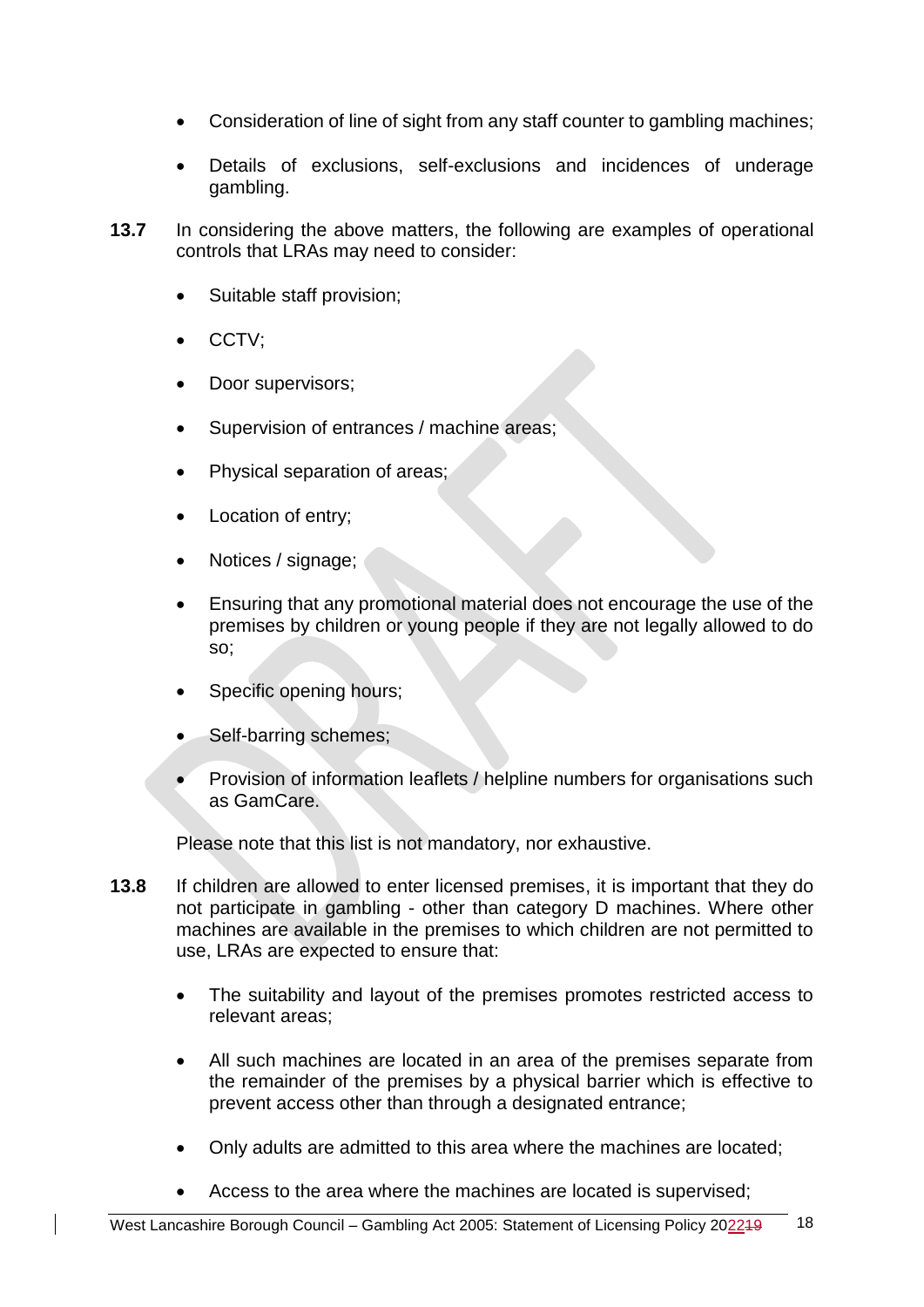- Consideration of line of sight from any staff counter to gambling machines;
- Details of exclusions, self-exclusions and incidences of underage gambling.

**13.7** In considering the above matters, the following are examples of operational controls that LRAs may need to consider:

- Suitable staff provision;
- CCTV;
- Door supervisors;
- Supervision of entrances / machine areas;
- Physical separation of areas;
- Location of entry;
- Notices / signage;
- Ensuring that any promotional material does not encourage the use of the premises by children or young people if they are not legally allowed to do so;
- Specific opening hours;
- Self-barring schemes;
- Provision of information leaflets / helpline numbers for organisations such as GamCare.

Please note that this list is not mandatory, nor exhaustive.

**13.8** If children are allowed to enter licensed premises, it is important that they do not participate in gambling - other than category D machines. Where other machines are available in the premises to which children are not permitted to use, LRAs are expected to ensure that:

- The suitability and layout of the premises promotes restricted access to relevant areas;
- All such machines are located in an area of the premises separate from the remainder of the premises by a physical barrier which is effective to prevent access other than through a designated entrance;
- Only adults are admitted to this area where the machines are located;
- Access to the area where the machines are located is supervised;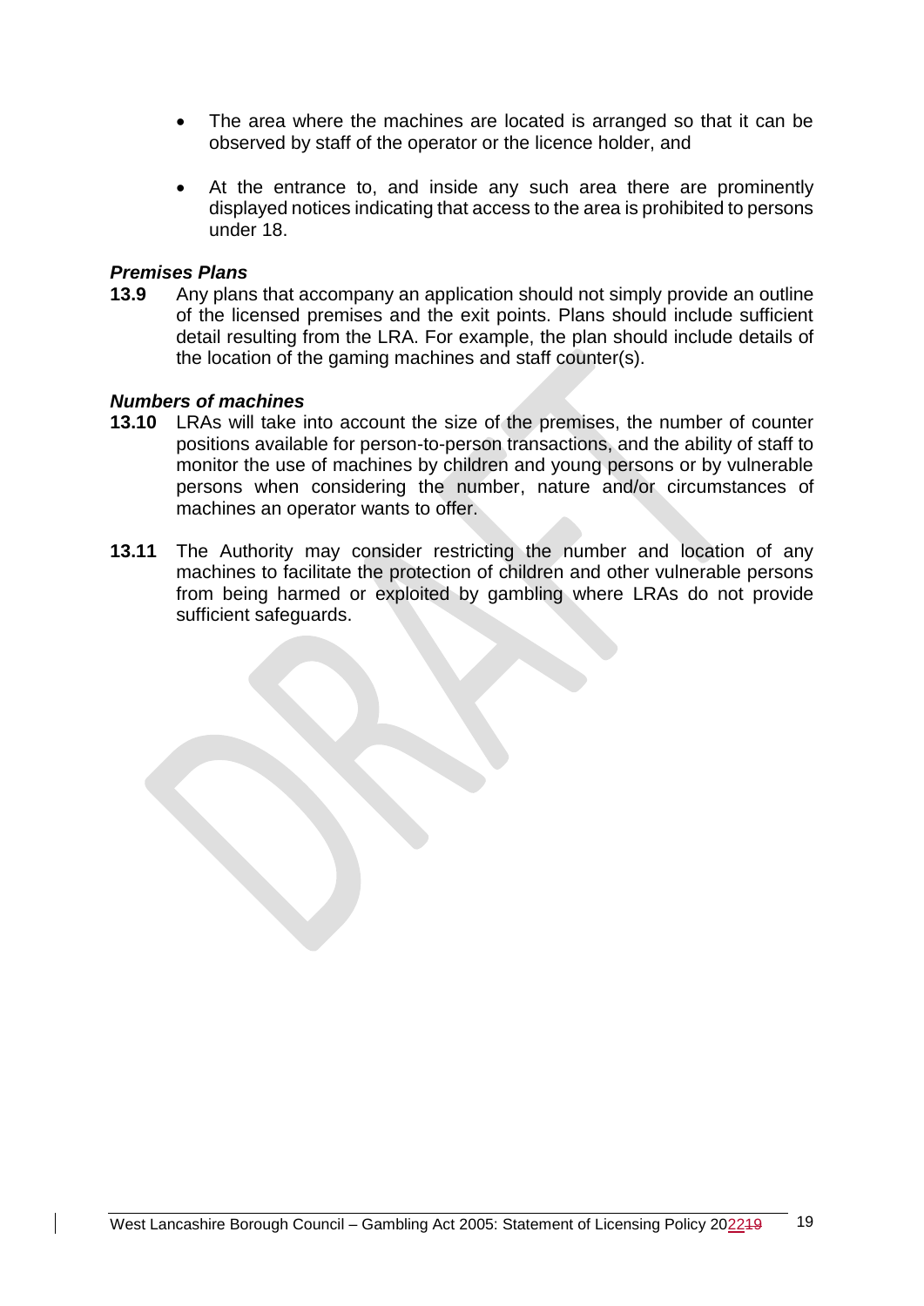- The area where the machines are located is arranged so that it can be observed by staff of the operator or the licence holder, and
- At the entrance to, and inside any such area there are prominently displayed notices indicating that access to the area is prohibited to persons under 18.

***Premises Plans***

**13.9** Any plans that accompany an application should not simply provide an outline of the licensed premises and the exit points. Plans should include sufficient detail resulting from the LRA. For example, the plan should include details of the location of the gaming machines and staff counter(s).

***Numbers of machines***

**13.10** LRAs will take into account the size of the premises, the number of counter positions available for person-to-person transactions, and the ability of staff to monitor the use of machines by children and young persons or by vulnerable persons when considering the number, nature and/or circumstances of machines an operator wants to offer.

**13.11** The Authority may consider restricting the number and location of any machines to facilitate the protection of children and other vulnerable persons from being harmed or exploited by gambling where LRAs do not provide sufficient safeguards.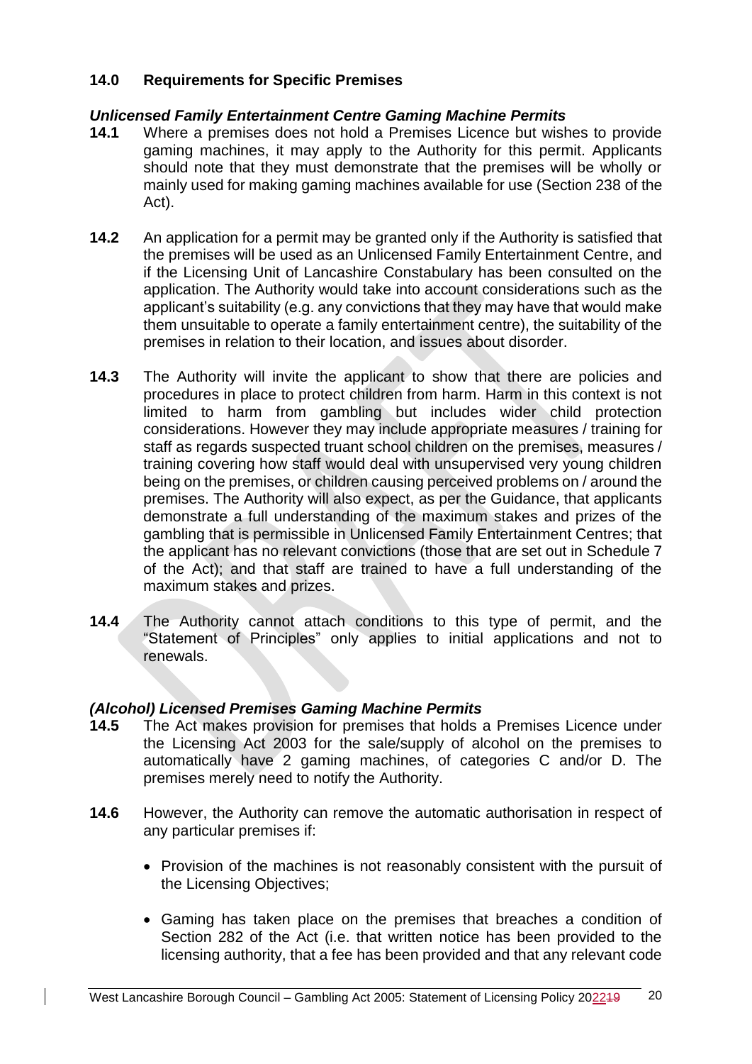## 14.0 Requirements for Specific Premises

### *Unlicensed Family Entertainment Centre Gaming Machine Permits*

**14.1** Where a premises does not hold a Premises Licence but wishes to provide gaming machines, it may apply to the Authority for this permit. Applicants should note that they must demonstrate that the premises will be wholly or mainly used for making gaming machines available for use (Section 238 of the Act).

**14.2** An application for a permit may be granted only if the Authority is satisfied that the premises will be used as an Unlicensed Family Entertainment Centre, and if the Licensing Unit of Lancashire Constabulary has been consulted on the application. The Authority would take into account considerations such as the applicant's suitability (e.g. any convictions that they may have that would make them unsuitable to operate a family entertainment centre), the suitability of the premises in relation to their location, and issues about disorder.

**14.3** The Authority will invite the applicant to show that there are policies and procedures in place to protect children from harm. Harm in this context is not limited to harm from gambling but includes wider child protection considerations. However they may include appropriate measures / training for staff as regards suspected truant school children on the premises, measures / training covering how staff would deal with unsupervised very young children being on the premises, or children causing perceived problems on / around the premises. The Authority will also expect, as per the Guidance, that applicants demonstrate a full understanding of the maximum stakes and prizes of the gambling that is permissible in Unlicensed Family Entertainment Centres; that the applicant has no relevant convictions (those that are set out in Schedule 7 of the Act); and that staff are trained to have a full understanding of the maximum stakes and prizes.

**14.4** The Authority cannot attach conditions to this type of permit, and the "Statement of Principles" only applies to initial applications and not to renewals.

### *(Alcohol) Licensed Premises Gaming Machine Permits*

**14.5** The Act makes provision for premises that holds a Premises Licence under the Licensing Act 2003 for the sale/supply of alcohol on the premises to automatically have 2 gaming machines, of categories C and/or D. The premises merely need to notify the Authority.

**14.6** However, the Authority can remove the automatic authorisation in respect of any particular premises if:

- Provision of the machines is not reasonably consistent with the pursuit of the Licensing Objectives;
- Gaming has taken place on the premises that breaches a condition of Section 282 of the Act (i.e. that written notice has been provided to the licensing authority, that a fee has been provided and that any relevant code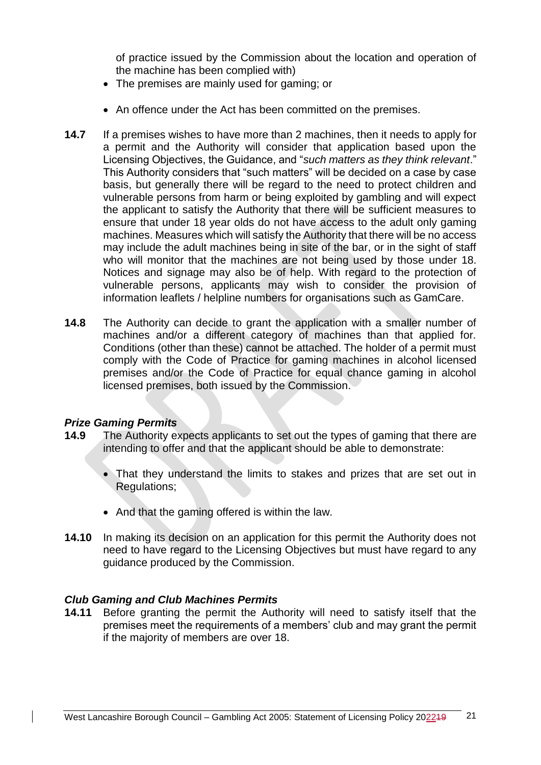of practice issued by the Commission about the location and operation of the machine has been complied with)

- The premises are mainly used for gaming; or
- An offence under the Act has been committed on the premises.

**14.7** If a premises wishes to have more than 2 machines, then it needs to apply for a permit and the Authority will consider that application based upon the Licensing Objectives, the Guidance, and "*such matters as they think relevant*." This Authority considers that "such matters" will be decided on a case by case basis, but generally there will be regard to the need to protect children and vulnerable persons from harm or being exploited by gambling and will expect the applicant to satisfy the Authority that there will be sufficient measures to ensure that under 18 year olds do not have access to the adult only gaming machines. Measures which will satisfy the Authority that there will be no access may include the adult machines being in site of the bar, or in the sight of staff who will monitor that the machines are not being used by those under 18. Notices and signage may also be of help. With regard to the protection of vulnerable persons, applicants may wish to consider the provision of information leaflets / helpline numbers for organisations such as GamCare.

**14.8** The Authority can decide to grant the application with a smaller number of machines and/or a different category of machines than that applied for. Conditions (other than these) cannot be attached. The holder of a permit must comply with the Code of Practice for gaming machines in alcohol licensed premises and/or the Code of Practice for equal chance gaming in alcohol licensed premises, both issued by the Commission.

### *Prize Gaming Permits*

**14.9** The Authority expects applicants to set out the types of gaming that there are intending to offer and that the applicant should be able to demonstrate:

- That they understand the limits to stakes and prizes that are set out in Regulations;
- And that the gaming offered is within the law.

**14.10** In making its decision on an application for this permit the Authority does not need to have regard to the Licensing Objectives but must have regard to any guidance produced by the Commission.

### *Club Gaming and Club Machines Permits*

**14.11** Before granting the permit the Authority will need to satisfy itself that the premises meet the requirements of a members' club and may grant the permit if the majority of members are over 18.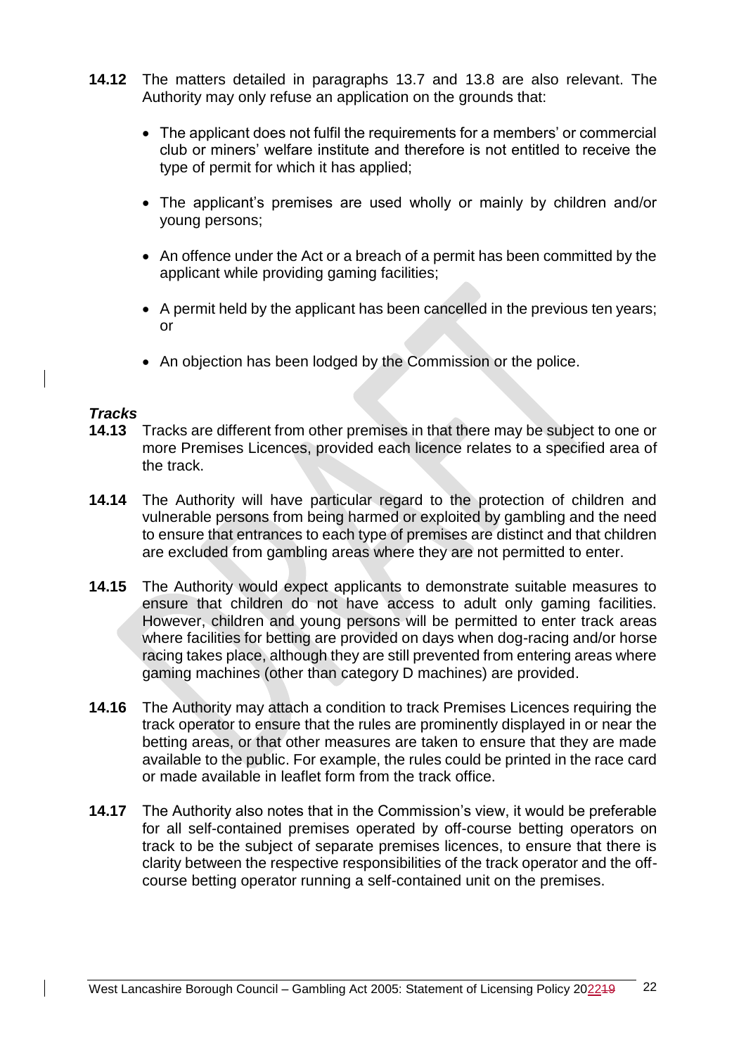**14.12** The matters detailed in paragraphs 13.7 and 13.8 are also relevant. The Authority may only refuse an application on the grounds that:

- The applicant does not fulfil the requirements for a members' or commercial club or miners' welfare institute and therefore is not entitled to receive the type of permit for which it has applied;
- The applicant's premises are used wholly or mainly by children and/or young persons;
- An offence under the Act or a breach of a permit has been committed by the applicant while providing gaming facilities;
- A permit held by the applicant has been cancelled in the previous ten years; or
- An objection has been lodged by the Commission or the police.

***Tracks***

**14.13** Tracks are different from other premises in that there may be subject to one or more Premises Licences, provided each licence relates to a specified area of the track.

**14.14** The Authority will have particular regard to the protection of children and vulnerable persons from being harmed or exploited by gambling and the need to ensure that entrances to each type of premises are distinct and that children are excluded from gambling areas where they are not permitted to enter.

**14.15** The Authority would expect applicants to demonstrate suitable measures to ensure that children do not have access to adult only gaming facilities. However, children and young persons will be permitted to enter track areas where facilities for betting are provided on days when dog-racing and/or horse racing takes place, although they are still prevented from entering areas where gaming machines (other than category D machines) are provided.

**14.16** The Authority may attach a condition to track Premises Licences requiring the track operator to ensure that the rules are prominently displayed in or near the betting areas, or that other measures are taken to ensure that they are made available to the public. For example, the rules could be printed in the race card or made available in leaflet form from the track office.

**14.17** The Authority also notes that in the Commission's view, it would be preferable for all self-contained premises operated by off-course betting operators on track to be the subject of separate premises licences, to ensure that there is clarity between the respective responsibilities of the track operator and the off-course betting operator running a self-contained unit on the premises.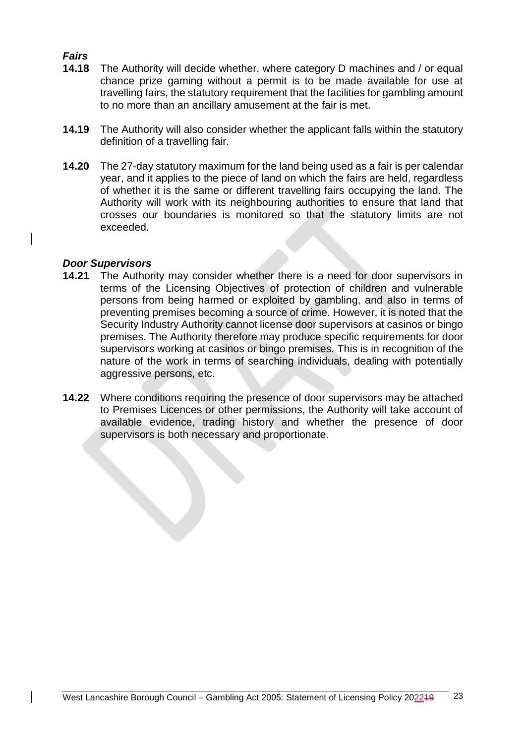### *Fairs*

**14.18** The Authority will decide whether, where category D machines and / or equal chance prize gaming without a permit is to be made available for use at travelling fairs, the statutory requirement that the facilities for gambling amount to no more than an ancillary amusement at the fair is met.

**14.19** The Authority will also consider whether the applicant falls within the statutory definition of a travelling fair.

**14.20** The 27-day statutory maximum for the land being used as a fair is per calendar year, and it applies to the piece of land on which the fairs are held, regardless of whether it is the same or different travelling fairs occupying the land. The Authority will work with its neighbouring authorities to ensure that land that crosses our boundaries is monitored so that the statutory limits are not exceeded.

### *Door Supervisors*

**14.21** The Authority may consider whether there is a need for door supervisors in terms of the Licensing Objectives of protection of children and vulnerable persons from being harmed or exploited by gambling, and also in terms of preventing premises becoming a source of crime. However, it is noted that the Security Industry Authority cannot license door supervisors at casinos or bingo premises. The Authority therefore may produce specific requirements for door supervisors working at casinos or bingo premises. This is in recognition of the nature of the work in terms of searching individuals, dealing with potentially aggressive persons, etc.

**14.22** Where conditions requiring the presence of door supervisors may be attached to Premises Licences or other permissions, the Authority will take account of available evidence, trading history and whether the presence of door supervisors is both necessary and proportionate.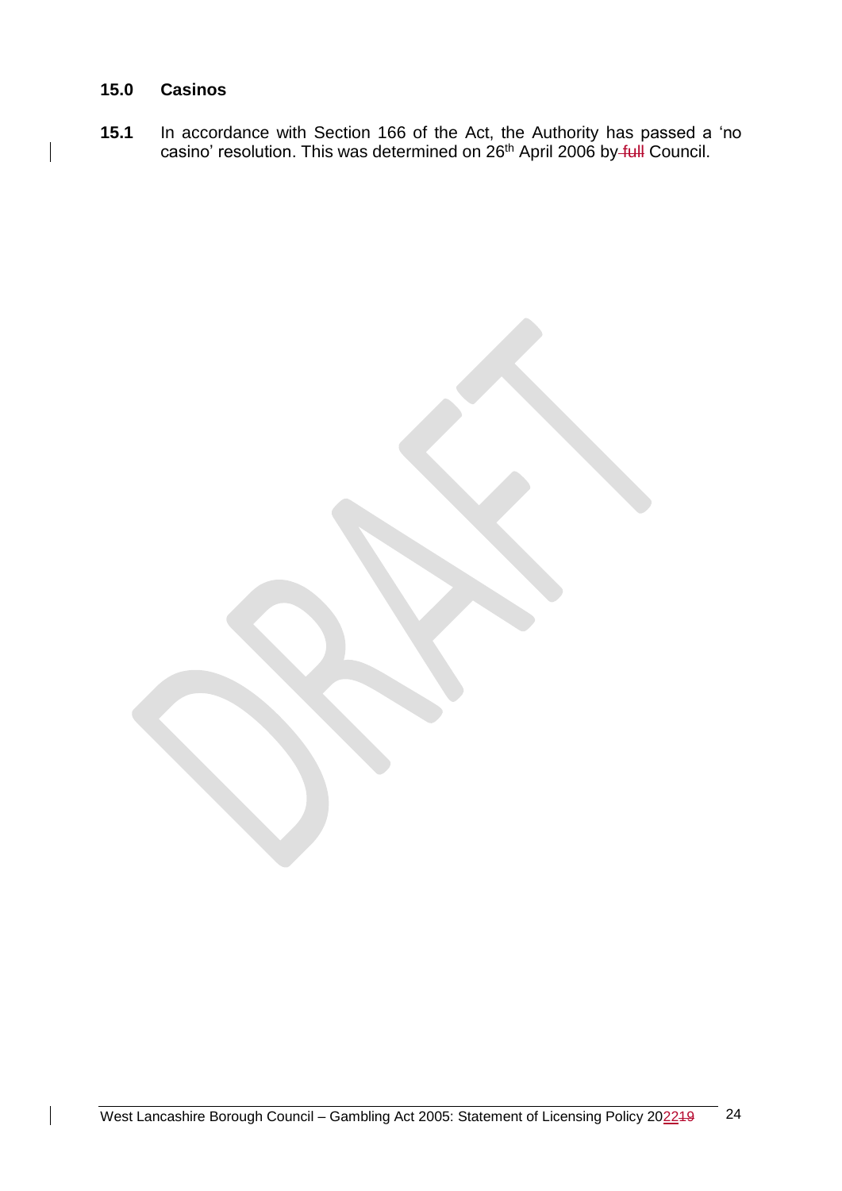## 15.0 Casinos

**15.1** In accordance with Section 166 of the Act, the Authority has passed a 'no casino' resolution. This was determined on 26th April 2006 by full Council.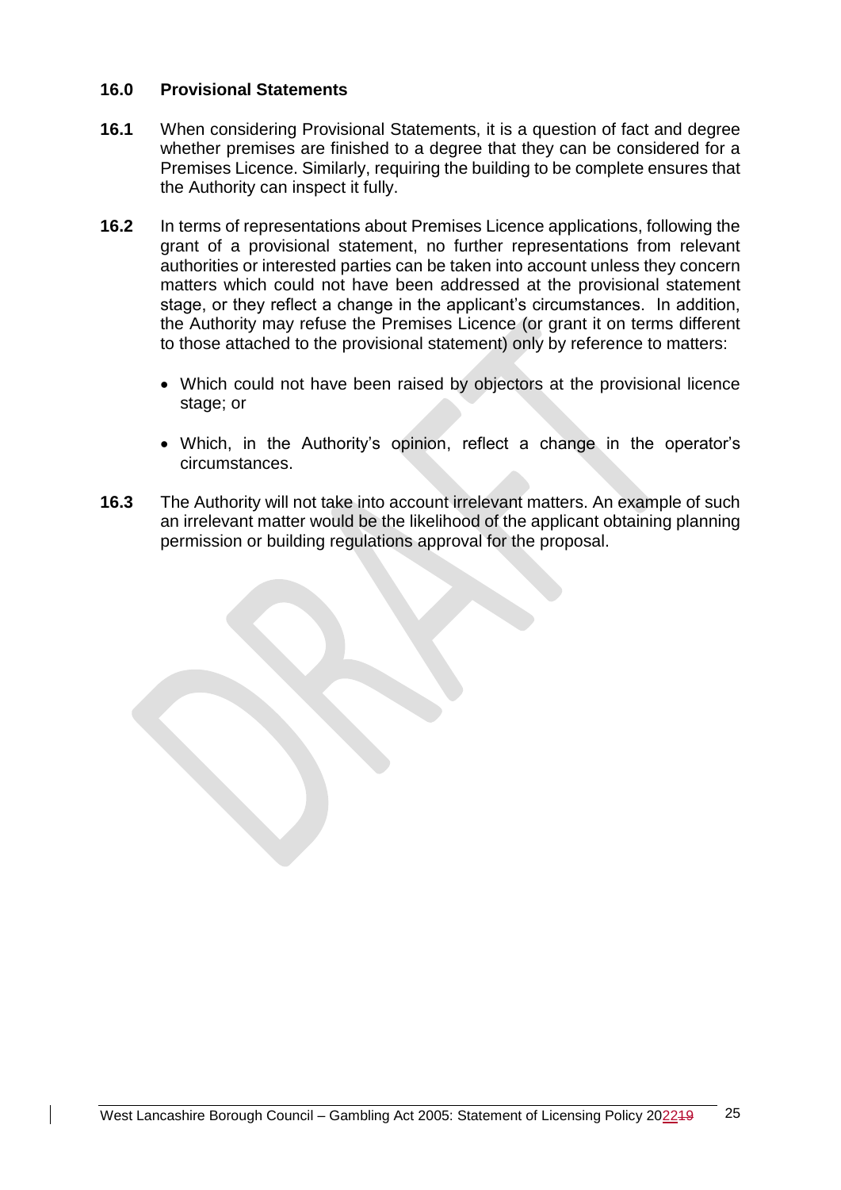## 16.0 Provisional Statements

**16.1** When considering Provisional Statements, it is a question of fact and degree whether premises are finished to a degree that they can be considered for a Premises Licence. Similarly, requiring the building to be complete ensures that the Authority can inspect it fully.

**16.2** In terms of representations about Premises Licence applications, following the grant of a provisional statement, no further representations from relevant authorities or interested parties can be taken into account unless they concern matters which could not have been addressed at the provisional statement stage, or they reflect a change in the applicant's circumstances. In addition, the Authority may refuse the Premises Licence (or grant it on terms different to those attached to the provisional statement) only by reference to matters:

- Which could not have been raised by objectors at the provisional licence stage; or
- Which, in the Authority's opinion, reflect a change in the operator's circumstances.

**16.3** The Authority will not take into account irrelevant matters. An example of such an irrelevant matter would be the likelihood of the applicant obtaining planning permission or building regulations approval for the proposal.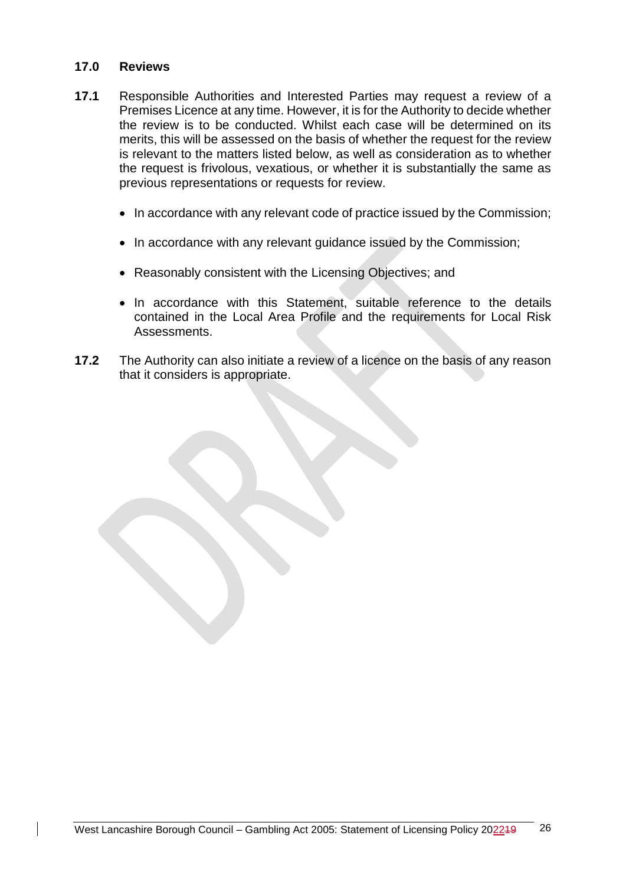## 17.0 Reviews

**17.1** Responsible Authorities and Interested Parties may request a review of a Premises Licence at any time. However, it is for the Authority to decide whether the review is to be conducted. Whilst each case will be determined on its merits, this will be assessed on the basis of whether the request for the review is relevant to the matters listed below, as well as consideration as to whether the request is frivolous, vexatious, or whether it is substantially the same as previous representations or requests for review.

- In accordance with any relevant code of practice issued by the Commission;
- In accordance with any relevant guidance issued by the Commission;
- Reasonably consistent with the Licensing Objectives; and
- In accordance with this Statement, suitable reference to the details contained in the Local Area Profile and the requirements for Local Risk Assessments.

**17.2** The Authority can also initiate a review of a licence on the basis of any reason that it considers is appropriate.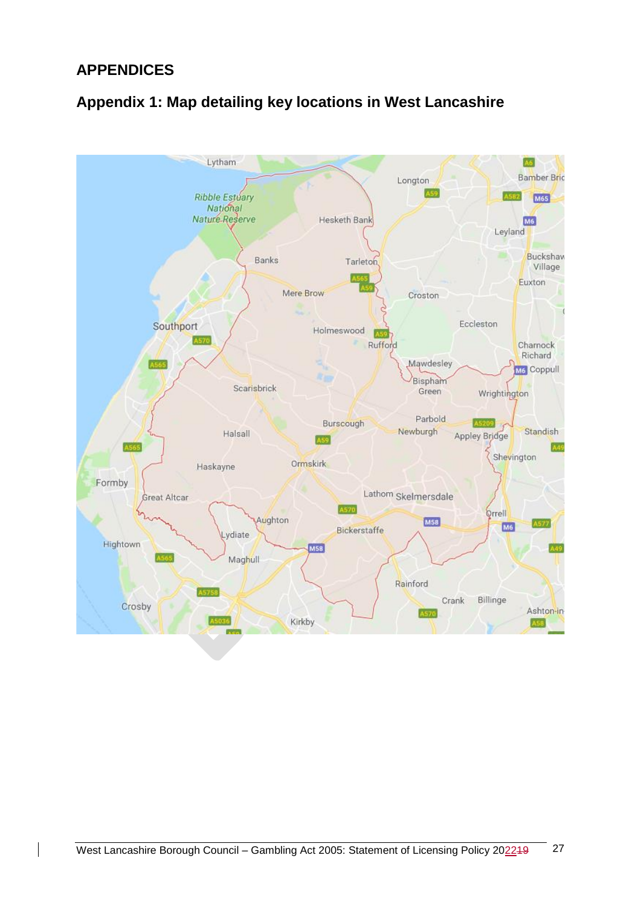# APPENDICES

## Appendix 1: Map detailing key locations in West Lancashire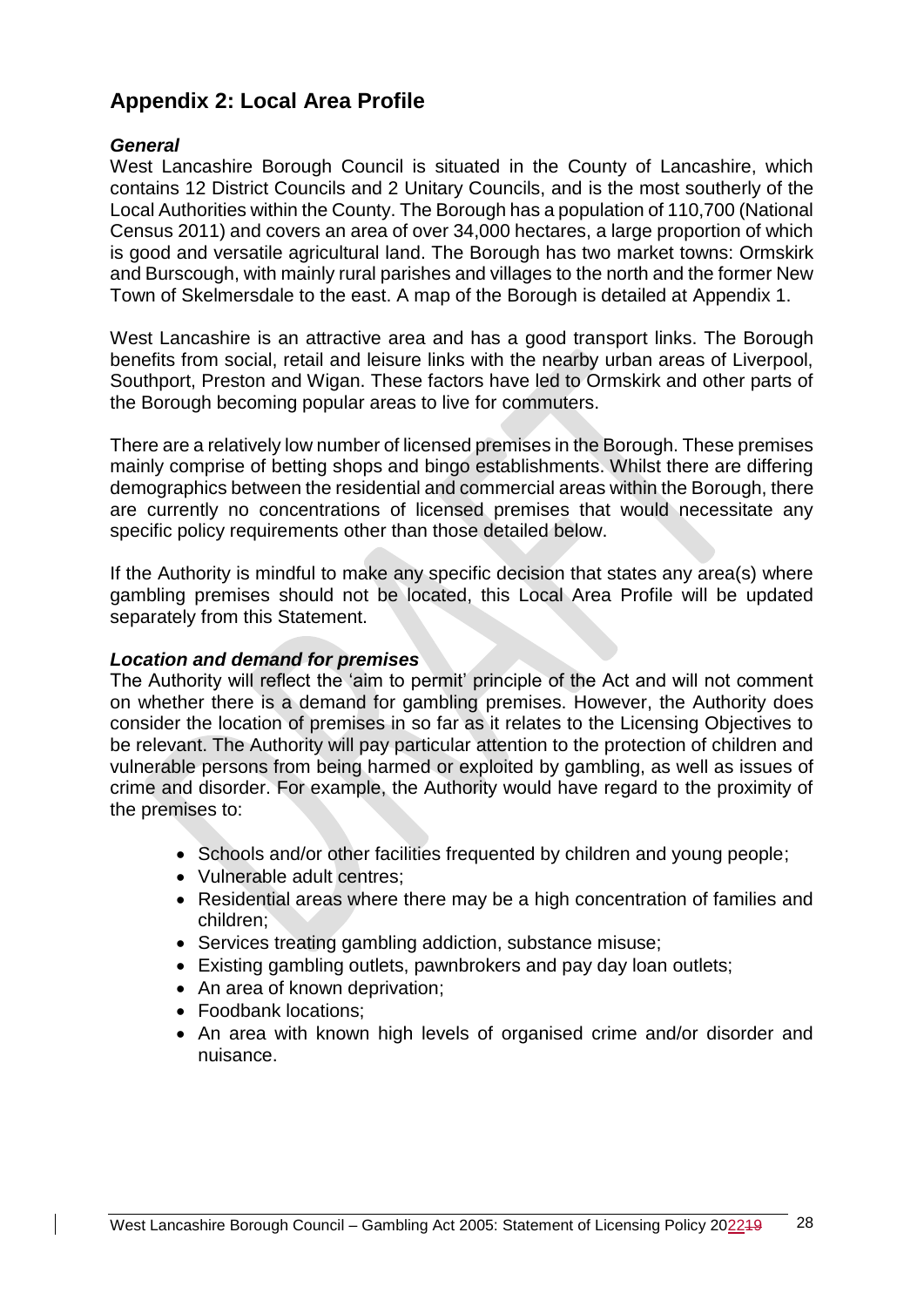## Appendix 2: Local Area Profile

### *General*

West Lancashire Borough Council is situated in the County of Lancashire, which contains 12 District Councils and 2 Unitary Councils, and is the most southerly of the Local Authorities within the County. The Borough has a population of 110,700 (National Census 2011) and covers an area of over 34,000 hectares, a large proportion of which is good and versatile agricultural land. The Borough has two market towns: Ormskirk and Burscough, with mainly rural parishes and villages to the north and the former New Town of Skelmersdale to the east. A map of the Borough is detailed at Appendix 1.

West Lancashire is an attractive area and has a good transport links. The Borough benefits from social, retail and leisure links with the nearby urban areas of Liverpool, Southport, Preston and Wigan. These factors have led to Ormskirk and other parts of the Borough becoming popular areas to live for commuters.

There are a relatively low number of licensed premises in the Borough. These premises mainly comprise of betting shops and bingo establishments. Whilst there are differing demographics between the residential and commercial areas within the Borough, there are currently no concentrations of licensed premises that would necessitate any specific policy requirements other than those detailed below.

If the Authority is mindful to make any specific decision that states any area(s) where gambling premises should not be located, this Local Area Profile will be updated separately from this Statement.

### *Location and demand for premises*

The Authority will reflect the 'aim to permit' principle of the Act and will not comment on whether there is a demand for gambling premises. However, the Authority does consider the location of premises in so far as it relates to the Licensing Objectives to be relevant. The Authority will pay particular attention to the protection of children and vulnerable persons from being harmed or exploited by gambling, as well as issues of crime and disorder. For example, the Authority would have regard to the proximity of the premises to:

- Schools and/or other facilities frequented by children and young people;
- Vulnerable adult centres;
- Residential areas where there may be a high concentration of families and children;
- Services treating gambling addiction, substance misuse;
- Existing gambling outlets, pawnbrokers and pay day loan outlets;
- An area of known deprivation;
- Foodbank locations;
- An area with known high levels of organised crime and/or disorder and nuisance.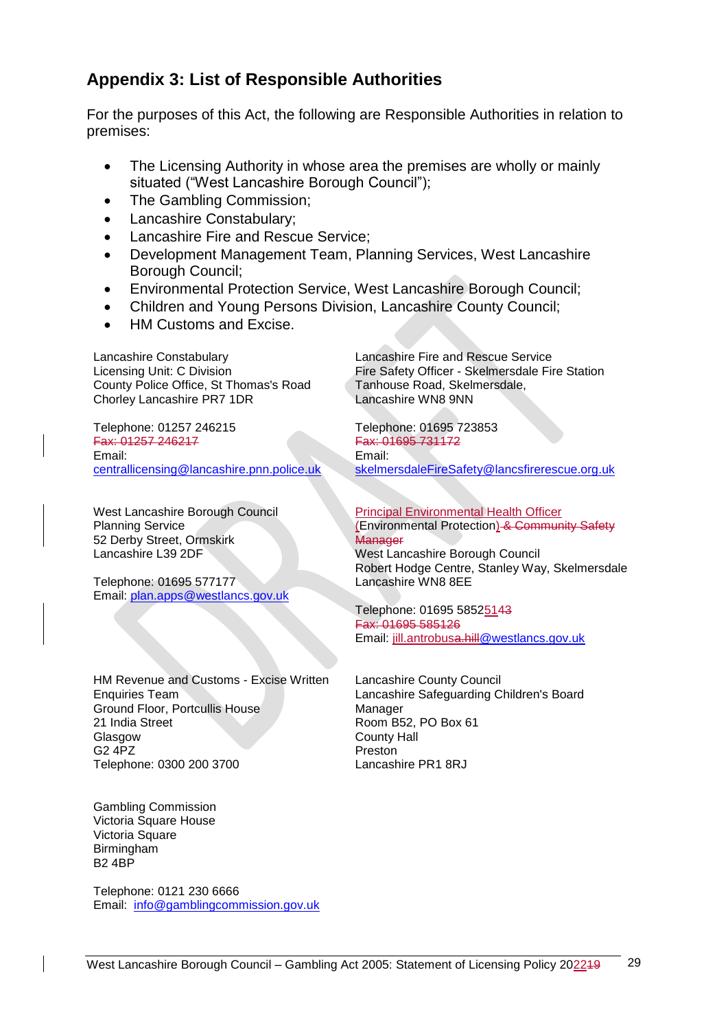## Appendix 3: List of Responsible Authorities

For the purposes of this Act, the following are Responsible Authorities in relation to premises:

- The Licensing Authority in whose area the premises are wholly or mainly situated ("West Lancashire Borough Council");
- The Gambling Commission;
- Lancashire Constabulary;
- Lancashire Fire and Rescue Service;
- Development Management Team, Planning Services, West Lancashire Borough Council;
- Environmental Protection Service, West Lancashire Borough Council;
- Children and Young Persons Division, Lancashire County Council;
- HM Customs and Excise.

Lancashire Constabulary
Licensing Unit: C Division
County Police Office, St Thomas's Road
Chorley Lancashire PR7 1DR

Telephone: 01257 246215
~~Fax: 01257 246217~~
Email:
centrallicensing@lancashire.pnn.police.uk

Lancashire Fire and Rescue Service
Fire Safety Officer - Skelmersdale Fire Station
Tanhouse Road, Skelmersdale,
Lancashire WN8 9NN

Telephone: 01695 723853
~~Fax: 01695 731172~~
Email:
skelmersdaleFireSafety@lancsfirerescue.org.uk

West Lancashire Borough Council
Planning Service
52 Derby Street, Ormskirk
Lancashire L39 2DF

Telephone: 01695 577177
Email: plan.apps@westlancs.gov.uk

Principal Environmental Health Officer
(Environmental Protection)~~ & Community Safety Manager~~
West Lancashire Borough Council
Robert Hodge Centre, Stanley Way, Skelmersdale
Lancashire WN8 8EE

Telephone: 01695 58525~~43~~51
~~Fax: 01695 585126~~
Email: jill.antrobus~~a.hill~~@westlancs.gov.uk

HM Revenue and Customs - Excise Written Enquiries Team
Ground Floor, Portcullis House
21 India Street
Glasgow
G2 4PZ
Telephone: 0300 200 3700

Lancashire County Council
Lancashire Safeguarding Children's Board Manager
Room B52, PO Box 61
County Hall
Preston
Lancashire PR1 8RJ

Gambling Commission
Victoria Square House
Victoria Square
Birmingham
B2 4BP

Telephone: 0121 230 6666
Email: info@gamblingcommission.gov.uk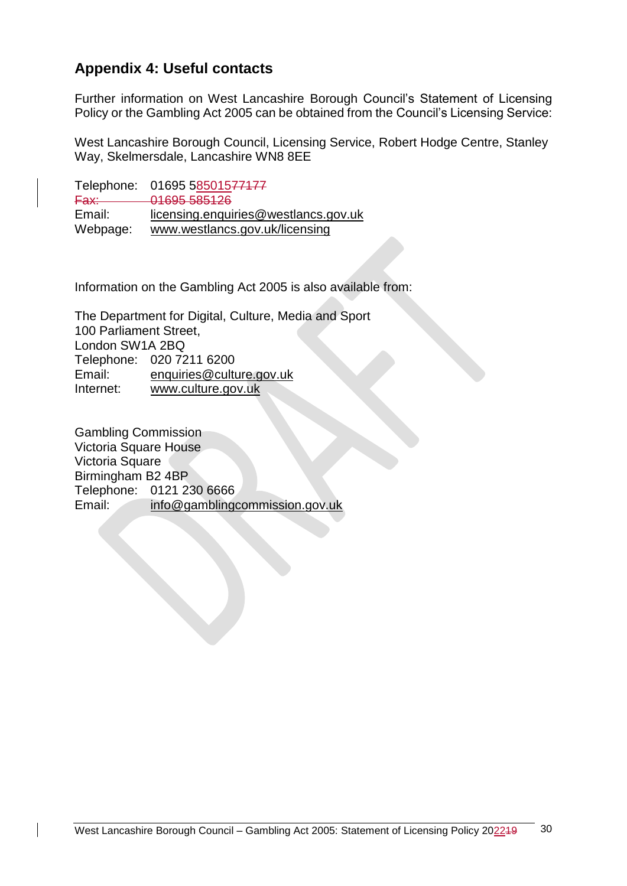## Appendix 4: Useful contacts

Further information on West Lancashire Borough Council's Statement of Licensing Policy or the Gambling Act 2005 can be obtained from the Council's Licensing Service:

West Lancashire Borough Council, Licensing Service, Robert Hodge Centre, Stanley Way, Skelmersdale, Lancashire WN8 8EE

Telephone: 01695 58501~~577177~~
~~Fax: 01695 585126~~
Email: licensing.enquiries@westlancs.gov.uk
Webpage: www.westlancs.gov.uk/licensing

Information on the Gambling Act 2005 is also available from:

The Department for Digital, Culture, Media and Sport
100 Parliament Street,
London SW1A 2BQ
Telephone: 020 7211 6200
Email: enquiries@culture.gov.uk
Internet: www.culture.gov.uk

Gambling Commission
Victoria Square House
Victoria Square
Birmingham B2 4BP
Telephone: 0121 230 6666
Email: info@gamblingcommission.gov.uk